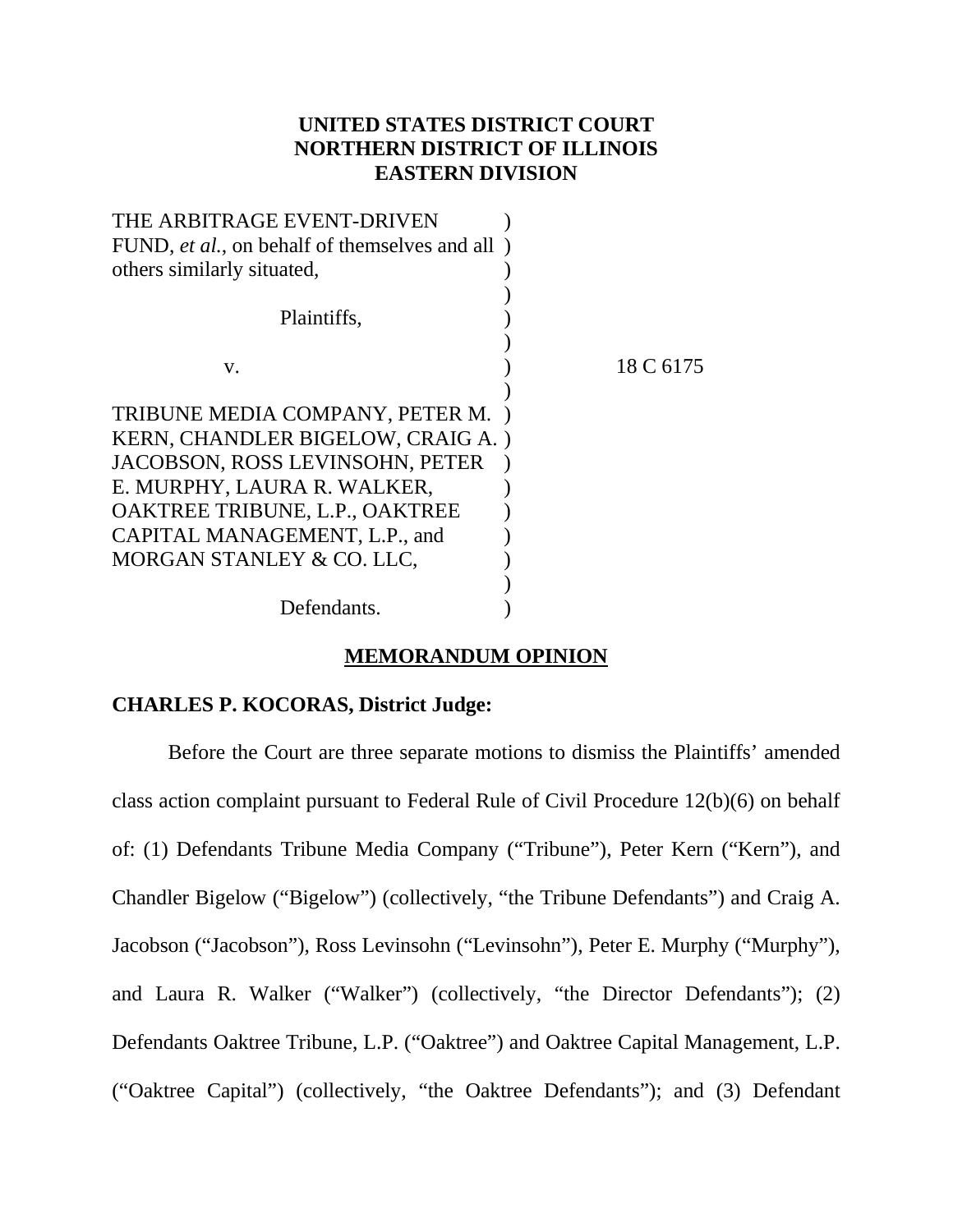**UNITED STATES DISTRICT COURT**
**NORTHERN DISTRICT OF ILLINOIS**
**EASTERN DIVISION**

THE ARBITRAGE EVENT-DRIVEN FUND, *et al.*, on behalf of themselves and all others similarly situated,

Plaintiffs,

v.

TRIBUNE MEDIA COMPANY, PETER M. KERN, CHANDLER BIGELOW, CRAIG A. JACOBSON, ROSS LEVINSOHN, PETER E. MURPHY, LAURA R. WALKER, OAKTREE TRIBUNE, L.P., OAKTREE CAPITAL MANAGEMENT, L.P., and MORGAN STANLEY & CO. LLC,

Defendants.

18 C 6175

**MEMORANDUM OPINION**

**CHARLES P. KOCORAS, District Judge:**

Before the Court are three separate motions to dismiss the Plaintiffs' amended class action complaint pursuant to Federal Rule of Civil Procedure 12(b)(6) on behalf of: (1) Defendants Tribune Media Company ("Tribune"), Peter Kern ("Kern"), and Chandler Bigelow ("Bigelow") (collectively, "the Tribune Defendants") and Craig A. Jacobson ("Jacobson"), Ross Levinsohn ("Levinsohn"), Peter E. Murphy ("Murphy"), and Laura R. Walker ("Walker") (collectively, "the Director Defendants"); (2) Defendants Oaktree Tribune, L.P. ("Oaktree") and Oaktree Capital Management, L.P. ("Oaktree Capital") (collectively, "the Oaktree Defendants"); and (3) Defendant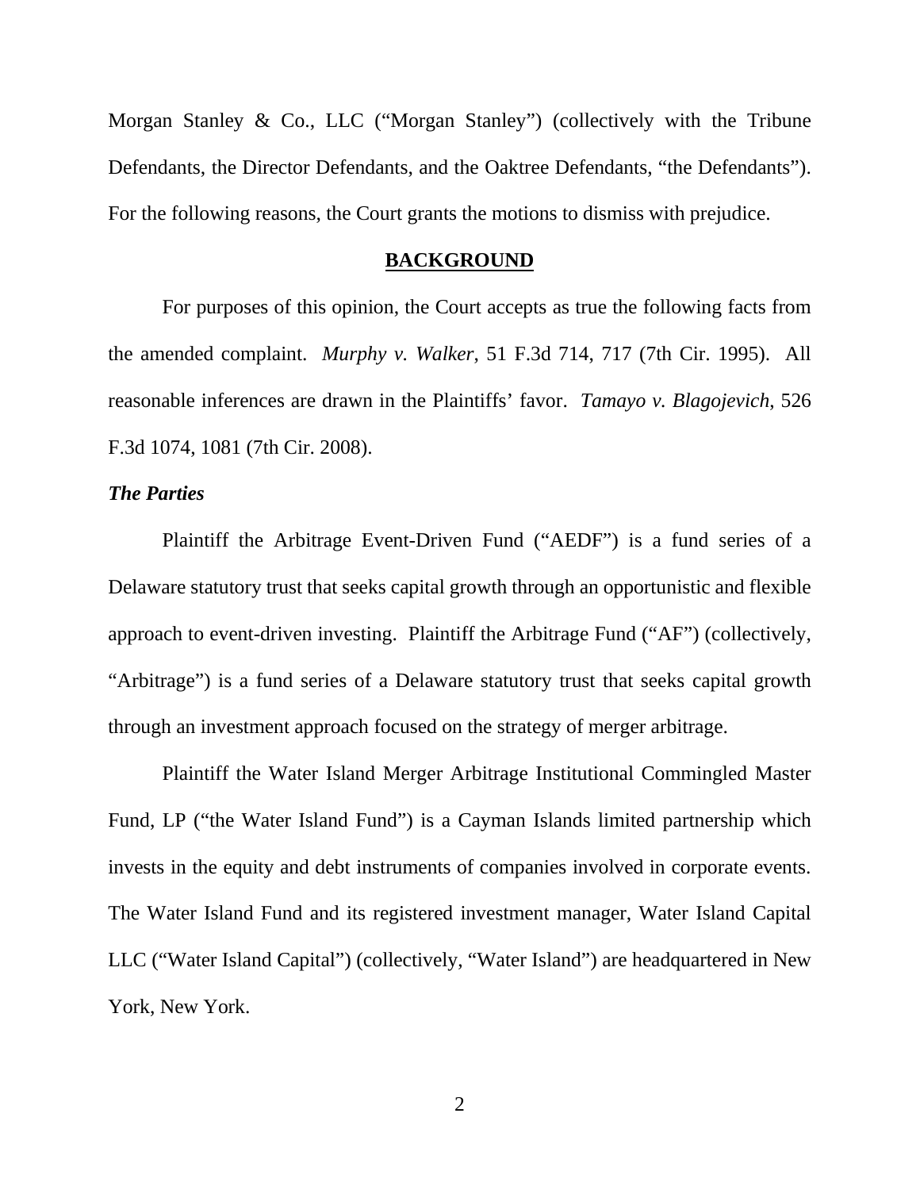Morgan Stanley & Co., LLC ("Morgan Stanley") (collectively with the Tribune Defendants, the Director Defendants, and the Oaktree Defendants, "the Defendants"). For the following reasons, the Court grants the motions to dismiss with prejudice.

## BACKGROUND

For purposes of this opinion, the Court accepts as true the following facts from the amended complaint. *Murphy v. Walker*, 51 F.3d 714, 717 (7th Cir. 1995). All reasonable inferences are drawn in the Plaintiffs' favor. *Tamayo v. Blagojevich*, 526 F.3d 1074, 1081 (7th Cir. 2008).

### *The Parties*

Plaintiff the Arbitrage Event-Driven Fund ("AEDF") is a fund series of a Delaware statutory trust that seeks capital growth through an opportunistic and flexible approach to event-driven investing. Plaintiff the Arbitrage Fund ("AF") (collectively, "Arbitrage") is a fund series of a Delaware statutory trust that seeks capital growth through an investment approach focused on the strategy of merger arbitrage.

Plaintiff the Water Island Merger Arbitrage Institutional Commingled Master Fund, LP ("the Water Island Fund") is a Cayman Islands limited partnership which invests in the equity and debt instruments of companies involved in corporate events. The Water Island Fund and its registered investment manager, Water Island Capital LLC ("Water Island Capital") (collectively, "Water Island") are headquartered in New York, New York.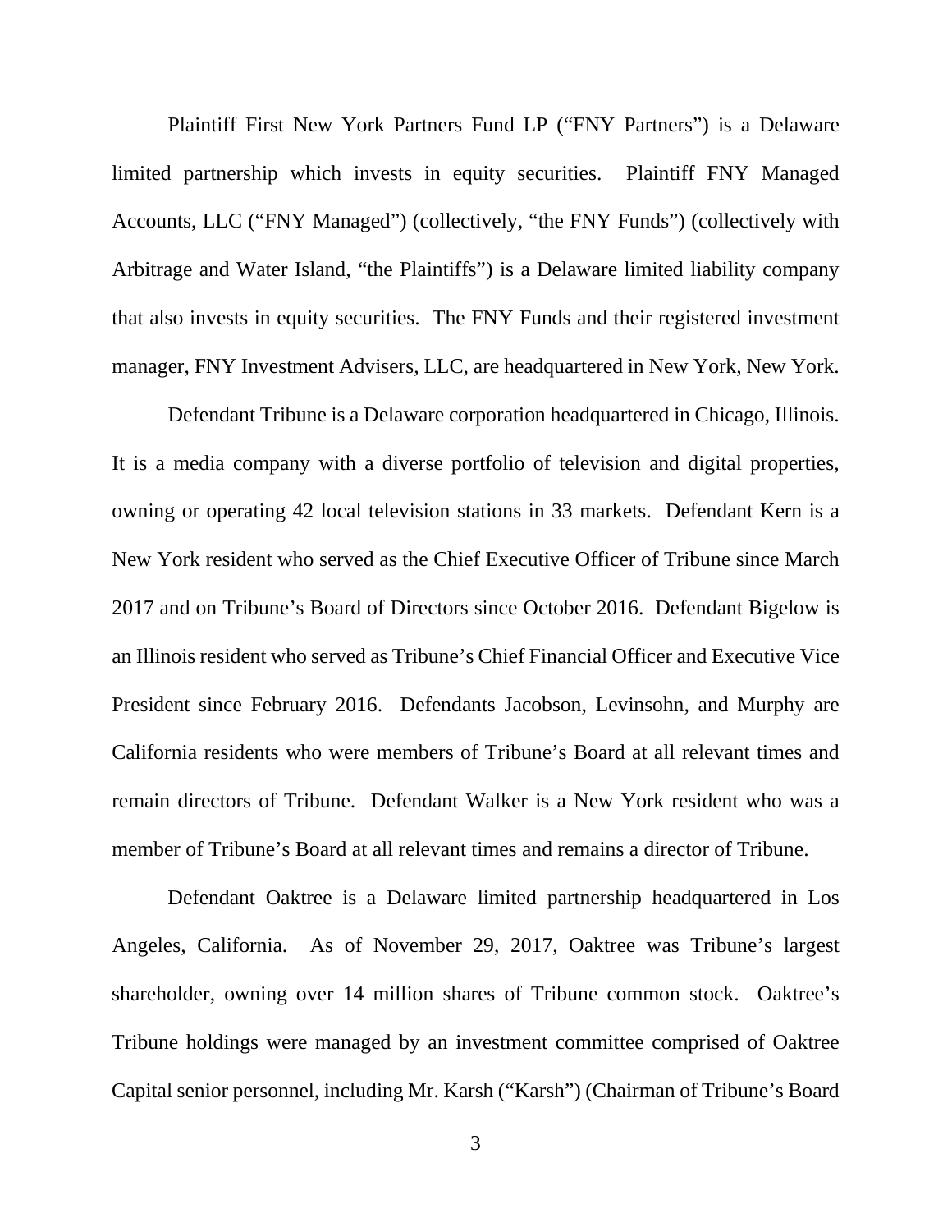Plaintiff First New York Partners Fund LP ("FNY Partners") is a Delaware limited partnership which invests in equity securities. Plaintiff FNY Managed Accounts, LLC ("FNY Managed") (collectively, "the FNY Funds") (collectively with Arbitrage and Water Island, "the Plaintiffs") is a Delaware limited liability company that also invests in equity securities. The FNY Funds and their registered investment manager, FNY Investment Advisers, LLC, are headquartered in New York, New York.

Defendant Tribune is a Delaware corporation headquartered in Chicago, Illinois. It is a media company with a diverse portfolio of television and digital properties, owning or operating 42 local television stations in 33 markets. Defendant Kern is a New York resident who served as the Chief Executive Officer of Tribune since March 2017 and on Tribune's Board of Directors since October 2016. Defendant Bigelow is an Illinois resident who served as Tribune's Chief Financial Officer and Executive Vice President since February 2016. Defendants Jacobson, Levinsohn, and Murphy are California residents who were members of Tribune's Board at all relevant times and remain directors of Tribune. Defendant Walker is a New York resident who was a member of Tribune's Board at all relevant times and remains a director of Tribune.

Defendant Oaktree is a Delaware limited partnership headquartered in Los Angeles, California. As of November 29, 2017, Oaktree was Tribune's largest shareholder, owning over 14 million shares of Tribune common stock. Oaktree's Tribune holdings were managed by an investment committee comprised of Oaktree Capital senior personnel, including Mr. Karsh ("Karsh") (Chairman of Tribune's Board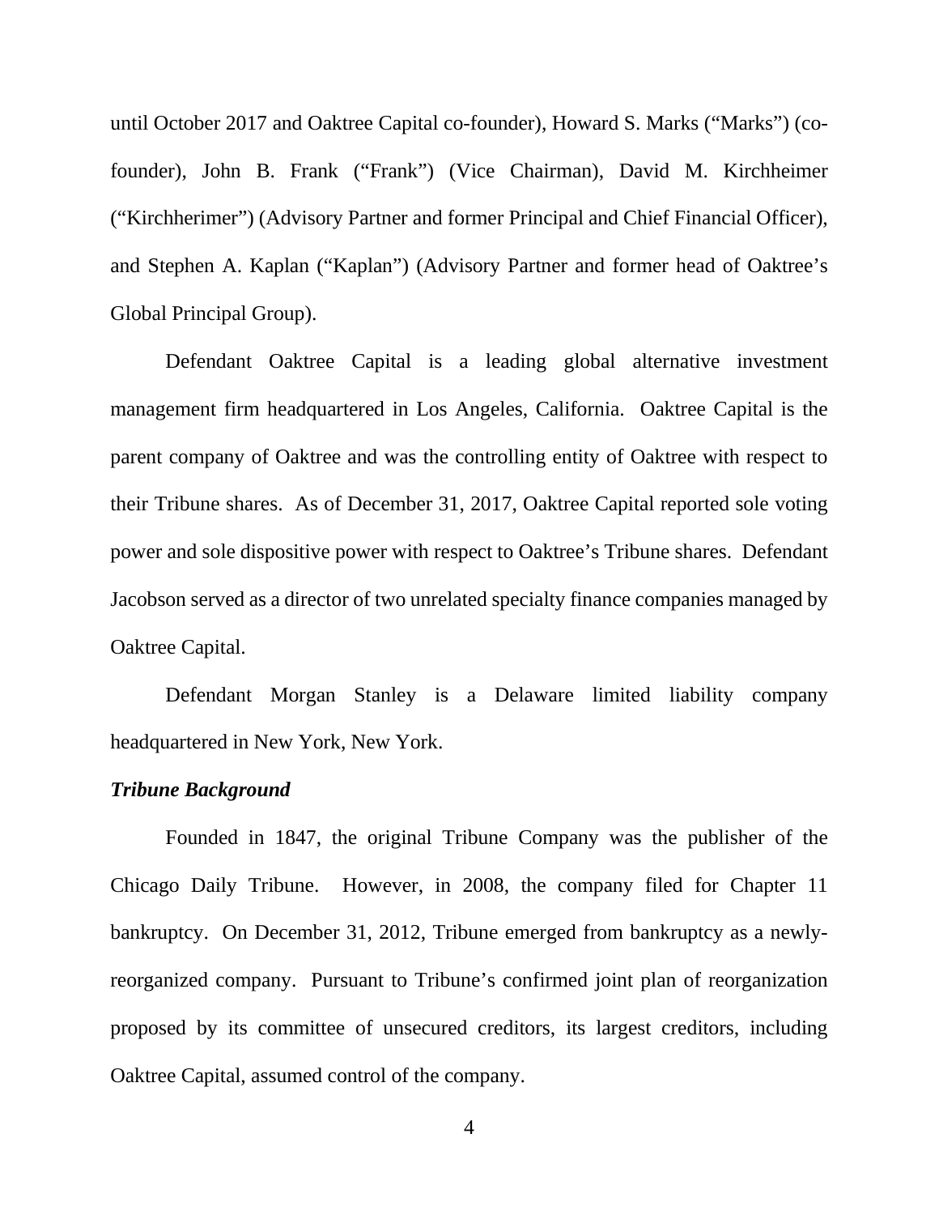until October 2017 and Oaktree Capital co-founder), Howard S. Marks ("Marks") (co-founder), John B. Frank ("Frank") (Vice Chairman), David M. Kirchheimer ("Kirchherimer") (Advisory Partner and former Principal and Chief Financial Officer), and Stephen A. Kaplan ("Kaplan") (Advisory Partner and former head of Oaktree's Global Principal Group).

Defendant Oaktree Capital is a leading global alternative investment management firm headquartered in Los Angeles, California. Oaktree Capital is the parent company of Oaktree and was the controlling entity of Oaktree with respect to their Tribune shares. As of December 31, 2017, Oaktree Capital reported sole voting power and sole dispositive power with respect to Oaktree's Tribune shares. Defendant Jacobson served as a director of two unrelated specialty finance companies managed by Oaktree Capital.

Defendant Morgan Stanley is a Delaware limited liability company headquartered in New York, New York.

***Tribune Background***

Founded in 1847, the original Tribune Company was the publisher of the Chicago Daily Tribune. However, in 2008, the company filed for Chapter 11 bankruptcy. On December 31, 2012, Tribune emerged from bankruptcy as a newly-reorganized company. Pursuant to Tribune's confirmed joint plan of reorganization proposed by its committee of unsecured creditors, its largest creditors, including Oaktree Capital, assumed control of the company.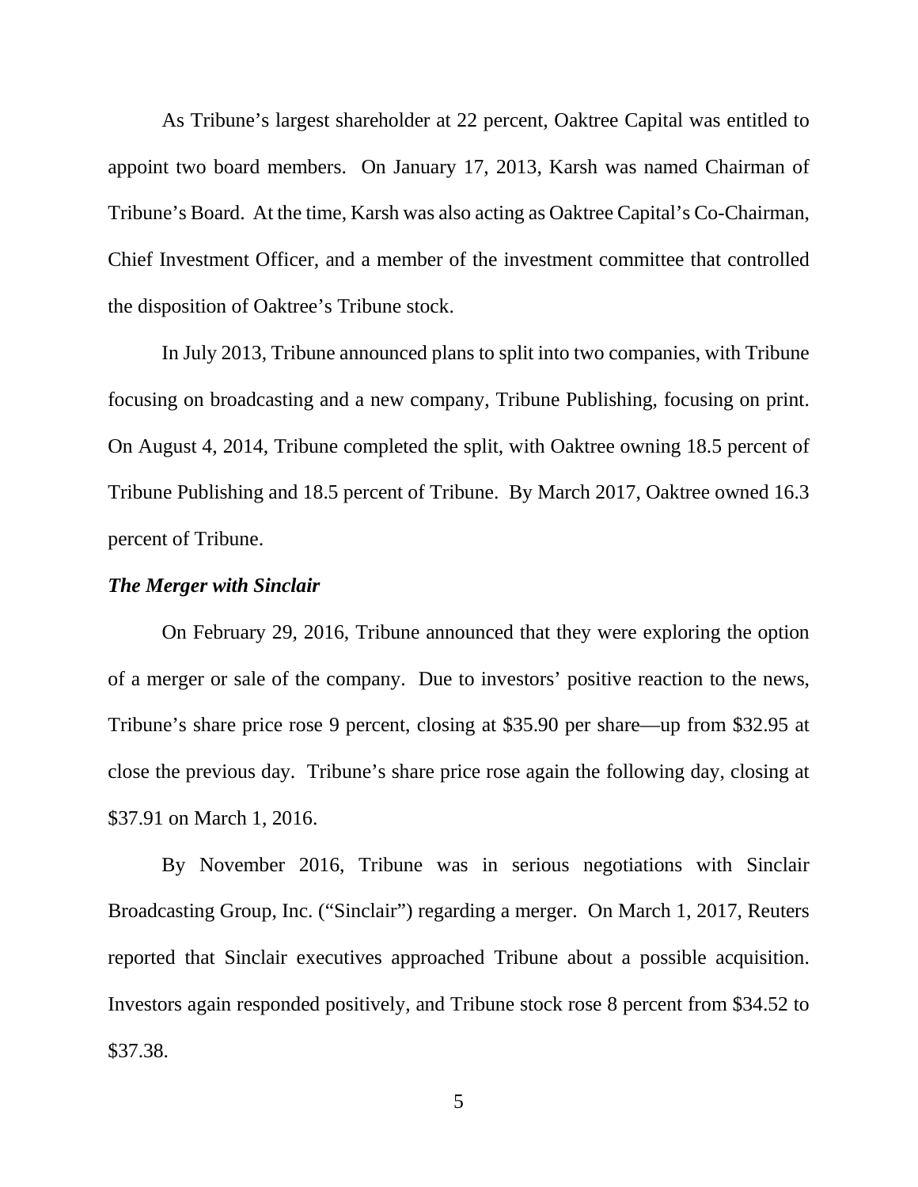As Tribune's largest shareholder at 22 percent, Oaktree Capital was entitled to appoint two board members. On January 17, 2013, Karsh was named Chairman of Tribune's Board. At the time, Karsh was also acting as Oaktree Capital's Co-Chairman, Chief Investment Officer, and a member of the investment committee that controlled the disposition of Oaktree's Tribune stock.

In July 2013, Tribune announced plans to split into two companies, with Tribune focusing on broadcasting and a new company, Tribune Publishing, focusing on print. On August 4, 2014, Tribune completed the split, with Oaktree owning 18.5 percent of Tribune Publishing and 18.5 percent of Tribune. By March 2017, Oaktree owned 16.3 percent of Tribune.

***The Merger with Sinclair***

On February 29, 2016, Tribune announced that they were exploring the option of a merger or sale of the company. Due to investors' positive reaction to the news, Tribune's share price rose 9 percent, closing at $35.90 per share—up from $32.95 at close the previous day. Tribune's share price rose again the following day, closing at $37.91 on March 1, 2016.

By November 2016, Tribune was in serious negotiations with Sinclair Broadcasting Group, Inc. ("Sinclair") regarding a merger. On March 1, 2017, Reuters reported that Sinclair executives approached Tribune about a possible acquisition. Investors again responded positively, and Tribune stock rose 8 percent from $34.52 to $37.38.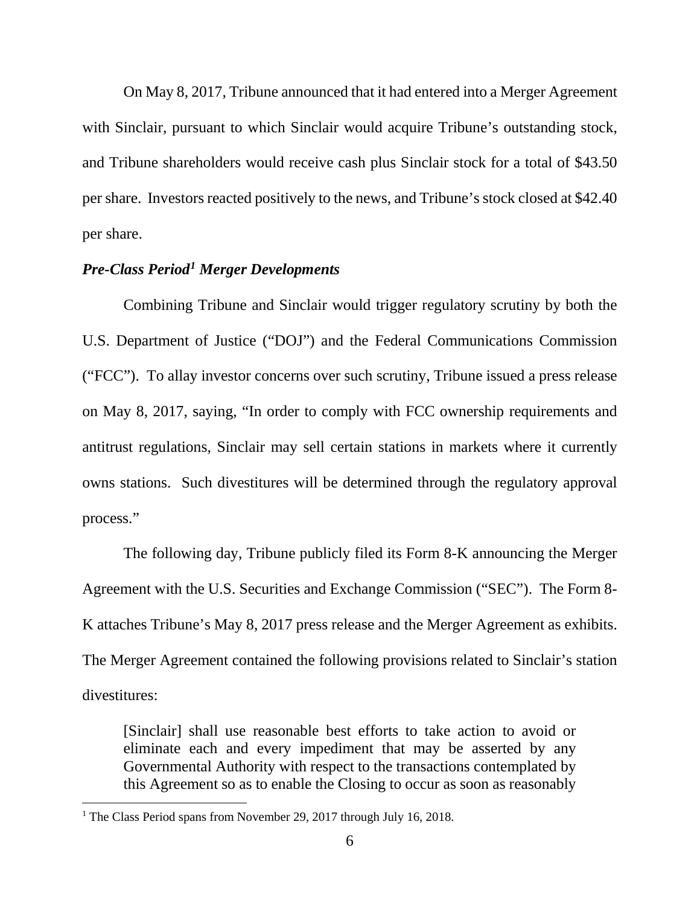On May 8, 2017, Tribune announced that it had entered into a Merger Agreement with Sinclair, pursuant to which Sinclair would acquire Tribune's outstanding stock, and Tribune shareholders would receive cash plus Sinclair stock for a total of $43.50 per share. Investors reacted positively to the news, and Tribune's stock closed at $42.40 per share.

### *Pre-Class Period[1] Merger Developments*

Combining Tribune and Sinclair would trigger regulatory scrutiny by both the U.S. Department of Justice ("DOJ") and the Federal Communications Commission ("FCC"). To allay investor concerns over such scrutiny, Tribune issued a press release on May 8, 2017, saying, "In order to comply with FCC ownership requirements and antitrust regulations, Sinclair may sell certain stations in markets where it currently owns stations. Such divestitures will be determined through the regulatory approval process."

The following day, Tribune publicly filed its Form 8-K announcing the Merger Agreement with the U.S. Securities and Exchange Commission ("SEC"). The Form 8-K attaches Tribune's May 8, 2017 press release and the Merger Agreement as exhibits. The Merger Agreement contained the following provisions related to Sinclair's station divestitures:

> [Sinclair] shall use reasonable best efforts to take action to avoid or eliminate each and every impediment that may be asserted by any Governmental Authority with respect to the transactions contemplated by this Agreement so as to enable the Closing to occur as soon as reasonably

[1] The Class Period spans from November 29, 2017 through July 16, 2018.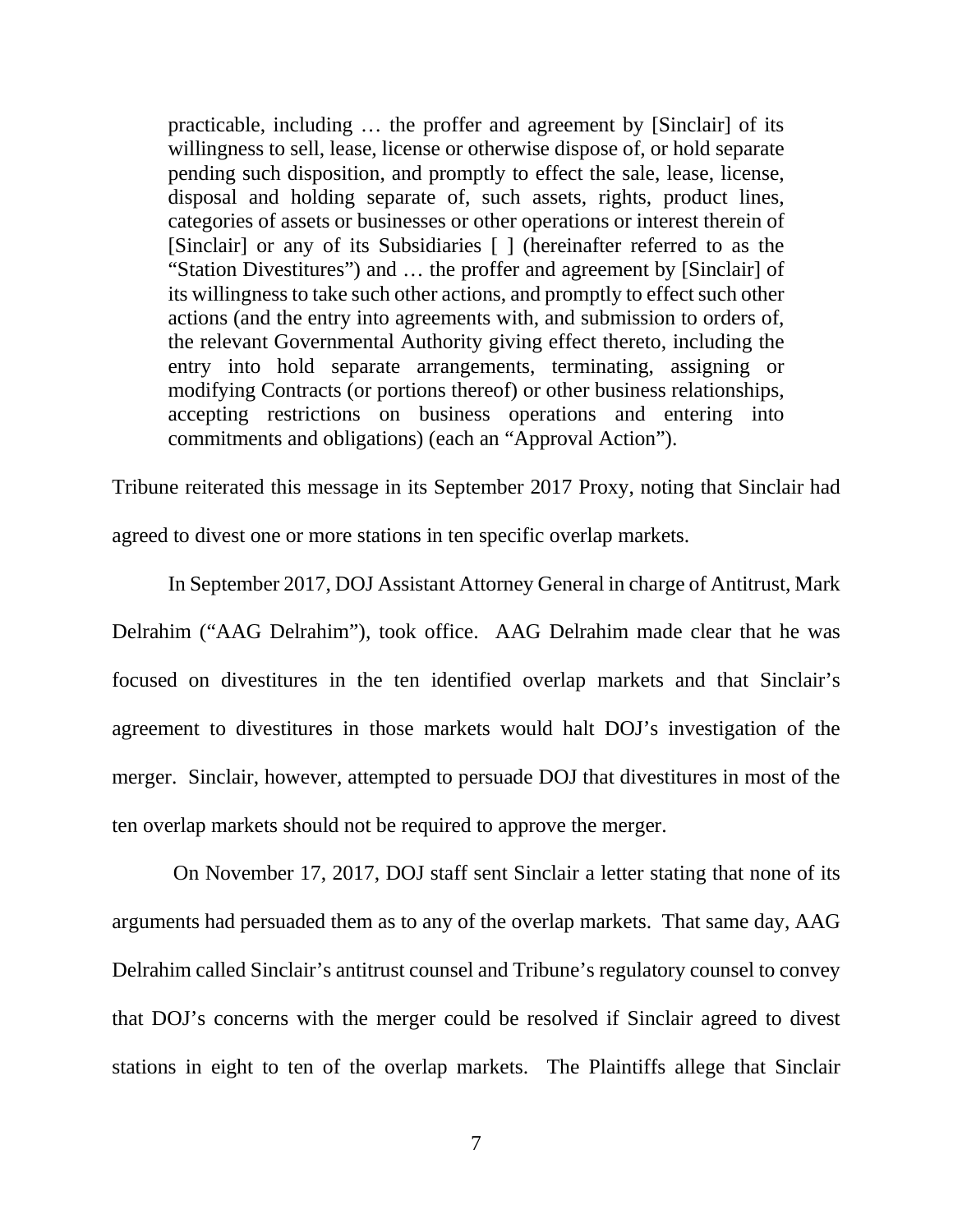> practicable, including … the proffer and agreement by [Sinclair] of its willingness to sell, lease, license or otherwise dispose of, or hold separate pending such disposition, and promptly to effect the sale, lease, license, disposal and holding separate of, such assets, rights, product lines, categories of assets or businesses or other operations or interest therein of [Sinclair] or any of its Subsidiaries [ ] (hereinafter referred to as the "Station Divestitures") and … the proffer and agreement by [Sinclair] of its willingness to take such other actions, and promptly to effect such other actions (and the entry into agreements with, and submission to orders of, the relevant Governmental Authority giving effect thereto, including the entry into hold separate arrangements, terminating, assigning or modifying Contracts (or portions thereof) or other business relationships, accepting restrictions on business operations and entering into commitments and obligations) (each an "Approval Action").

Tribune reiterated this message in its September 2017 Proxy, noting that Sinclair had agreed to divest one or more stations in ten specific overlap markets.

In September 2017, DOJ Assistant Attorney General in charge of Antitrust, Mark Delrahim ("AAG Delrahim"), took office. AAG Delrahim made clear that he was focused on divestitures in the ten identified overlap markets and that Sinclair's agreement to divestitures in those markets would halt DOJ's investigation of the merger. Sinclair, however, attempted to persuade DOJ that divestitures in most of the ten overlap markets should not be required to approve the merger.

On November 17, 2017, DOJ staff sent Sinclair a letter stating that none of its arguments had persuaded them as to any of the overlap markets. That same day, AAG Delrahim called Sinclair's antitrust counsel and Tribune's regulatory counsel to convey that DOJ's concerns with the merger could be resolved if Sinclair agreed to divest stations in eight to ten of the overlap markets. The Plaintiffs allege that Sinclair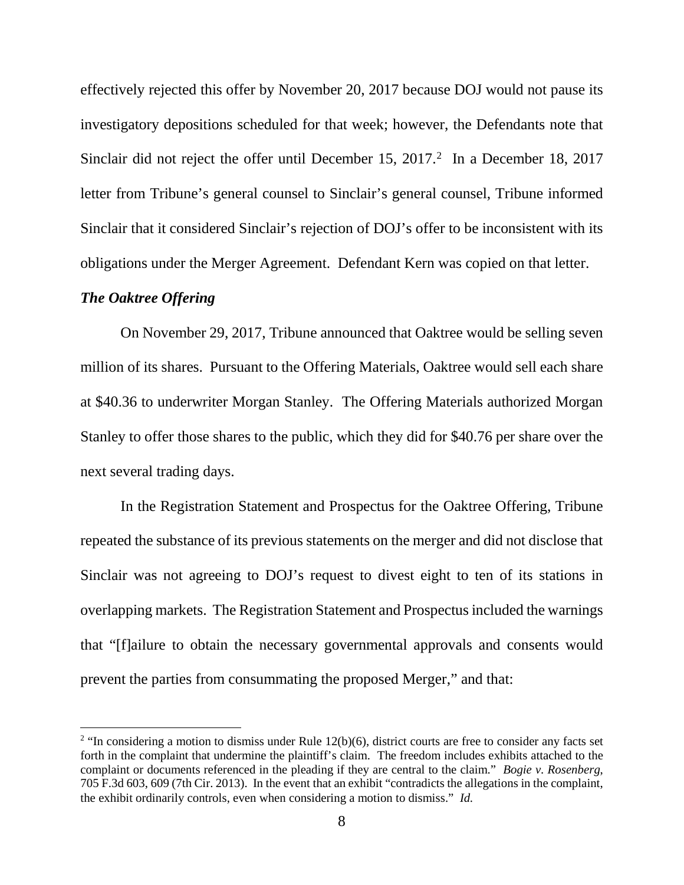effectively rejected this offer by November 20, 2017 because DOJ would not pause its investigatory depositions scheduled for that week; however, the Defendants note that Sinclair did not reject the offer until December 15, 2017.[2] In a December 18, 2017 letter from Tribune's general counsel to Sinclair's general counsel, Tribune informed Sinclair that it considered Sinclair's rejection of DOJ's offer to be inconsistent with its obligations under the Merger Agreement. Defendant Kern was copied on that letter.

***The Oaktree Offering***

On November 29, 2017, Tribune announced that Oaktree would be selling seven million of its shares. Pursuant to the Offering Materials, Oaktree would sell each share at $40.36 to underwriter Morgan Stanley. The Offering Materials authorized Morgan Stanley to offer those shares to the public, which they did for $40.76 per share over the next several trading days.

In the Registration Statement and Prospectus for the Oaktree Offering, Tribune repeated the substance of its previous statements on the merger and did not disclose that Sinclair was not agreeing to DOJ's request to divest eight to ten of its stations in overlapping markets. The Registration Statement and Prospectus included the warnings that "[f]ailure to obtain the necessary governmental approvals and consents would prevent the parties from consummating the proposed Merger," and that:

---

[2] "In considering a motion to dismiss under Rule 12(b)(6), district courts are free to consider any facts set forth in the complaint that undermine the plaintiff's claim. The freedom includes exhibits attached to the complaint or documents referenced in the pleading if they are central to the claim." *Bogie v. Rosenberg*, 705 F.3d 603, 609 (7th Cir. 2013). In the event that an exhibit "contradicts the allegations in the complaint, the exhibit ordinarily controls, even when considering a motion to dismiss." *Id.*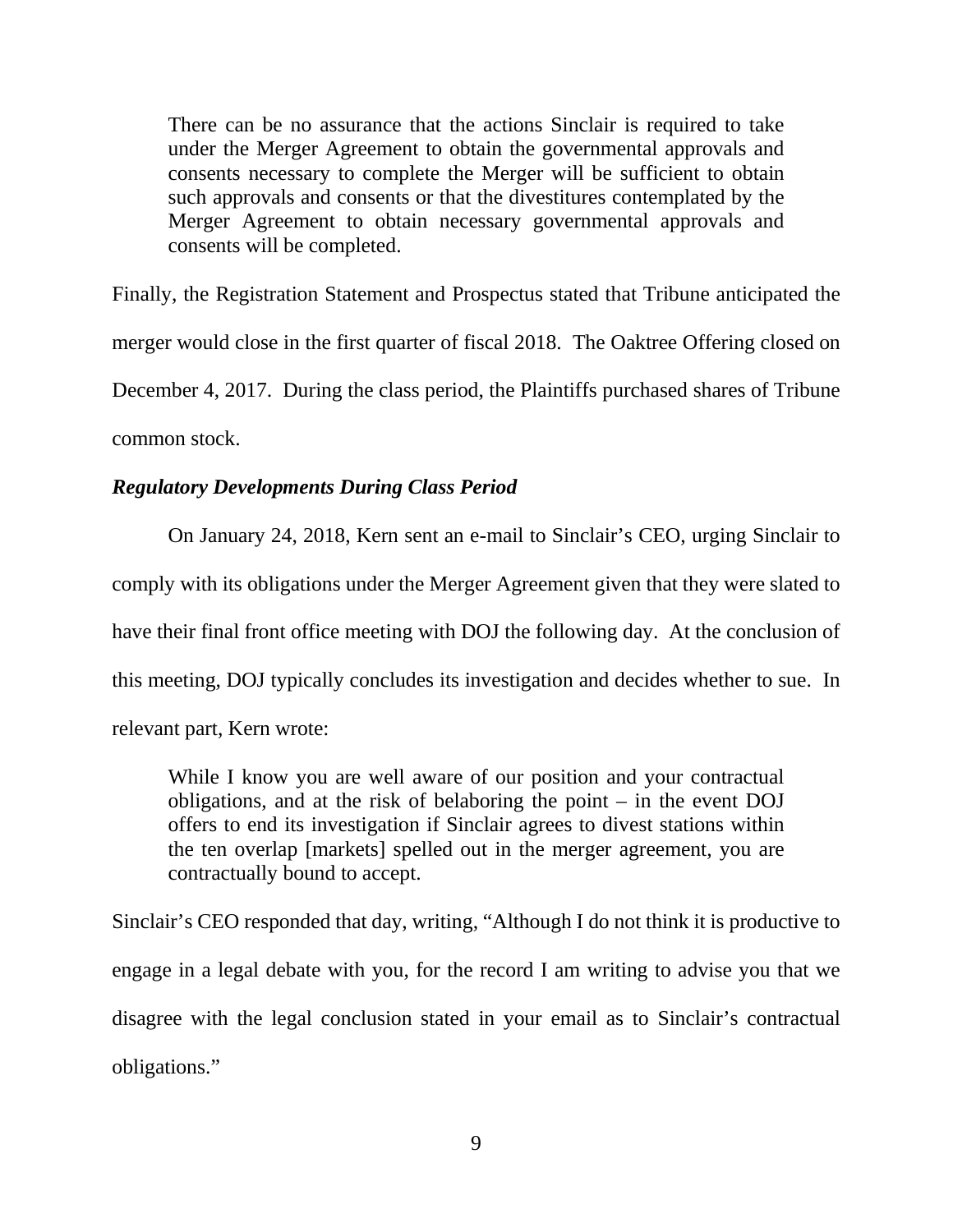> There can be no assurance that the actions Sinclair is required to take under the Merger Agreement to obtain the governmental approvals and consents necessary to complete the Merger will be sufficient to obtain such approvals and consents or that the divestitures contemplated by the Merger Agreement to obtain necessary governmental approvals and consents will be completed.

Finally, the Registration Statement and Prospectus stated that Tribune anticipated the merger would close in the first quarter of fiscal 2018. The Oaktree Offering closed on December 4, 2017. During the class period, the Plaintiffs purchased shares of Tribune common stock.

***Regulatory Developments During Class Period***

On January 24, 2018, Kern sent an e-mail to Sinclair's CEO, urging Sinclair to comply with its obligations under the Merger Agreement given that they were slated to have their final front office meeting with DOJ the following day. At the conclusion of this meeting, DOJ typically concludes its investigation and decides whether to sue. In relevant part, Kern wrote:

> While I know you are well aware of our position and your contractual obligations, and at the risk of belaboring the point – in the event DOJ offers to end its investigation if Sinclair agrees to divest stations within the ten overlap [markets] spelled out in the merger agreement, you are contractually bound to accept.

Sinclair's CEO responded that day, writing, "Although I do not think it is productive to engage in a legal debate with you, for the record I am writing to advise you that we disagree with the legal conclusion stated in your email as to Sinclair's contractual obligations."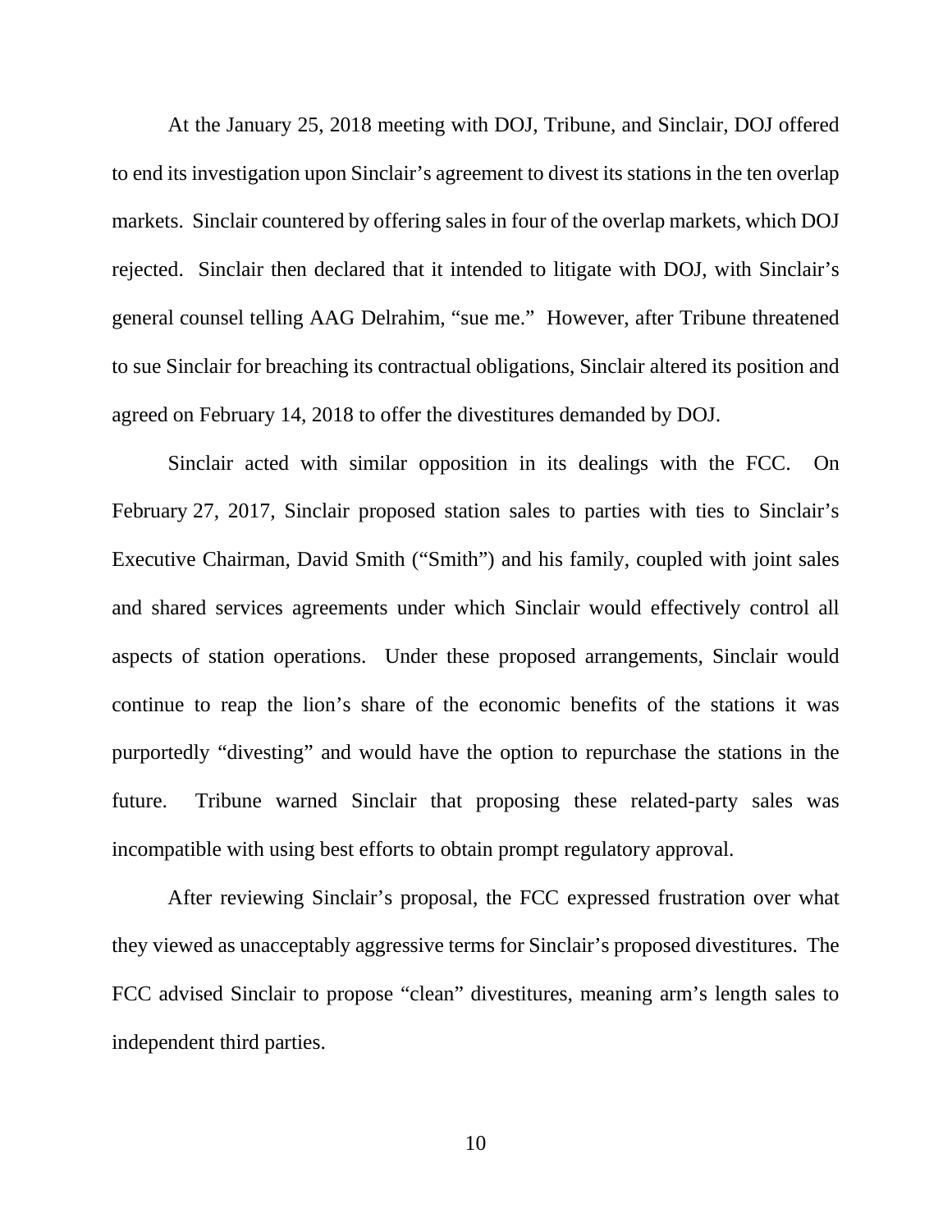At the January 25, 2018 meeting with DOJ, Tribune, and Sinclair, DOJ offered to end its investigation upon Sinclair's agreement to divest its stations in the ten overlap markets. Sinclair countered by offering sales in four of the overlap markets, which DOJ rejected. Sinclair then declared that it intended to litigate with DOJ, with Sinclair's general counsel telling AAG Delrahim, "sue me." However, after Tribune threatened to sue Sinclair for breaching its contractual obligations, Sinclair altered its position and agreed on February 14, 2018 to offer the divestitures demanded by DOJ.

Sinclair acted with similar opposition in its dealings with the FCC. On February 27, 2017, Sinclair proposed station sales to parties with ties to Sinclair's Executive Chairman, David Smith ("Smith") and his family, coupled with joint sales and shared services agreements under which Sinclair would effectively control all aspects of station operations. Under these proposed arrangements, Sinclair would continue to reap the lion's share of the economic benefits of the stations it was purportedly "divesting" and would have the option to repurchase the stations in the future. Tribune warned Sinclair that proposing these related-party sales was incompatible with using best efforts to obtain prompt regulatory approval.

After reviewing Sinclair's proposal, the FCC expressed frustration over what they viewed as unacceptably aggressive terms for Sinclair's proposed divestitures. The FCC advised Sinclair to propose "clean" divestitures, meaning arm's length sales to independent third parties.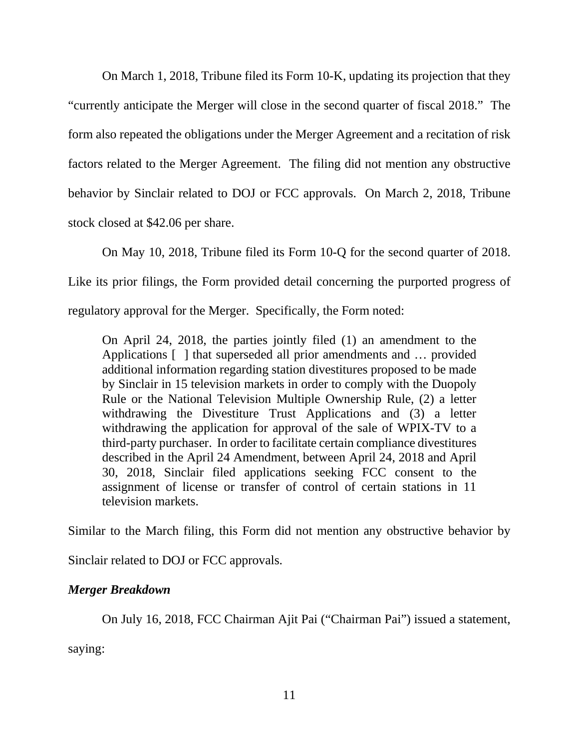On March 1, 2018, Tribune filed its Form 10-K, updating its projection that they "currently anticipate the Merger will close in the second quarter of fiscal 2018." The form also repeated the obligations under the Merger Agreement and a recitation of risk factors related to the Merger Agreement. The filing did not mention any obstructive behavior by Sinclair related to DOJ or FCC approvals. On March 2, 2018, Tribune stock closed at $42.06 per share.

On May 10, 2018, Tribune filed its Form 10-Q for the second quarter of 2018. Like its prior filings, the Form provided detail concerning the purported progress of regulatory approval for the Merger. Specifically, the Form noted:

> On April 24, 2018, the parties jointly filed (1) an amendment to the Applications [ ] that superseded all prior amendments and … provided additional information regarding station divestitures proposed to be made by Sinclair in 15 television markets in order to comply with the Duopoly Rule or the National Television Multiple Ownership Rule, (2) a letter withdrawing the Divestiture Trust Applications and (3) a letter withdrawing the application for approval of the sale of WPIX-TV to a third-party purchaser. In order to facilitate certain compliance divestitures described in the April 24 Amendment, between April 24, 2018 and April 30, 2018, Sinclair filed applications seeking FCC consent to the assignment of license or transfer of control of certain stations in 11 television markets.

Similar to the March filing, this Form did not mention any obstructive behavior by Sinclair related to DOJ or FCC approvals.

***Merger Breakdown***

On July 16, 2018, FCC Chairman Ajit Pai ("Chairman Pai") issued a statement, saying: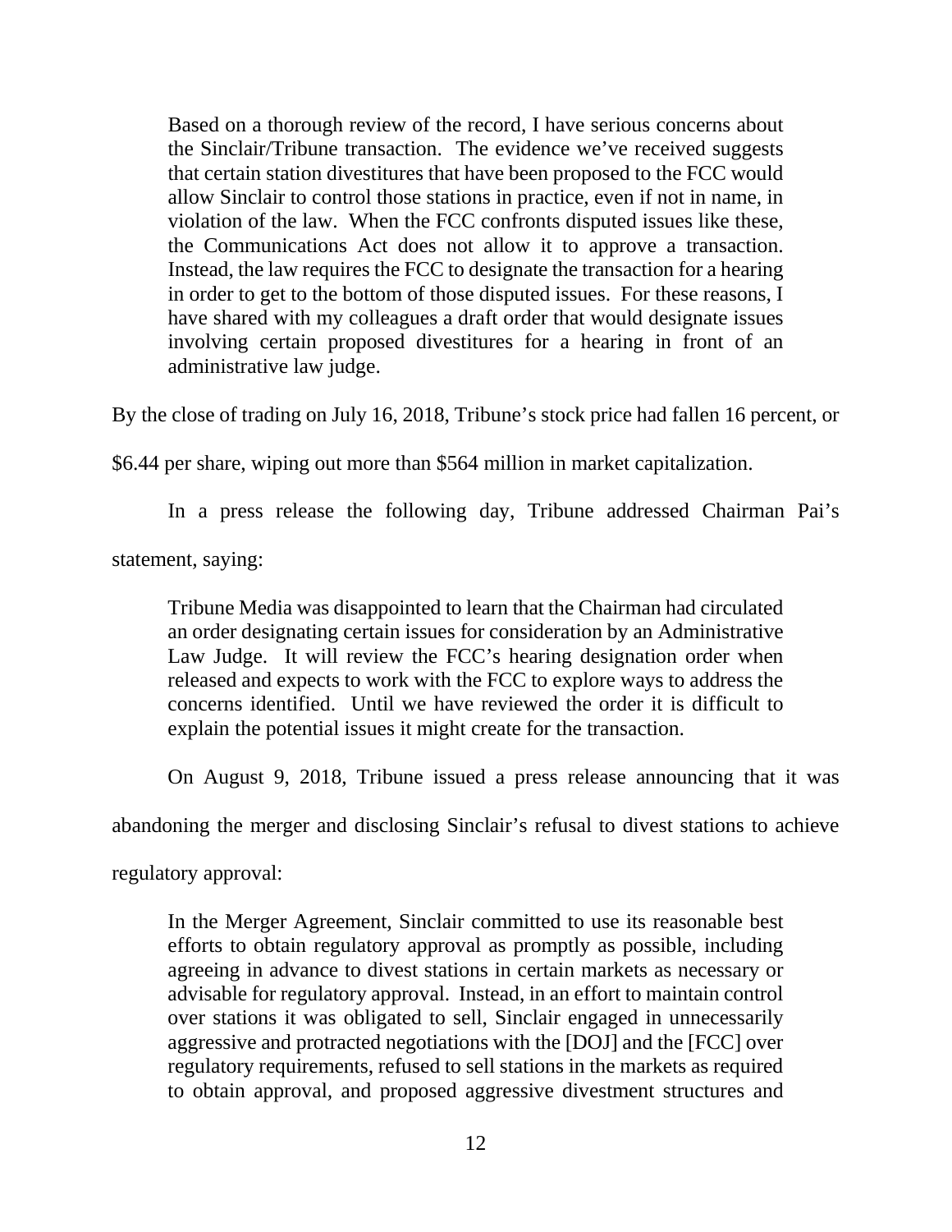> Based on a thorough review of the record, I have serious concerns about the Sinclair/Tribune transaction. The evidence we've received suggests that certain station divestitures that have been proposed to the FCC would allow Sinclair to control those stations in practice, even if not in name, in violation of the law. When the FCC confronts disputed issues like these, the Communications Act does not allow it to approve a transaction. Instead, the law requires the FCC to designate the transaction for a hearing in order to get to the bottom of those disputed issues. For these reasons, I have shared with my colleagues a draft order that would designate issues involving certain proposed divestitures for a hearing in front of an administrative law judge.

By the close of trading on July 16, 2018, Tribune's stock price had fallen 16 percent, or $6.44 per share, wiping out more than $564 million in market capitalization.

In a press release the following day, Tribune addressed Chairman Pai's statement, saying:

> Tribune Media was disappointed to learn that the Chairman had circulated an order designating certain issues for consideration by an Administrative Law Judge. It will review the FCC's hearing designation order when released and expects to work with the FCC to explore ways to address the concerns identified. Until we have reviewed the order it is difficult to explain the potential issues it might create for the transaction.

On August 9, 2018, Tribune issued a press release announcing that it was abandoning the merger and disclosing Sinclair's refusal to divest stations to achieve regulatory approval:

> In the Merger Agreement, Sinclair committed to use its reasonable best efforts to obtain regulatory approval as promptly as possible, including agreeing in advance to divest stations in certain markets as necessary or advisable for regulatory approval. Instead, in an effort to maintain control over stations it was obligated to sell, Sinclair engaged in unnecessarily aggressive and protracted negotiations with the [DOJ] and the [FCC] over regulatory requirements, refused to sell stations in the markets as required to obtain approval, and proposed aggressive divestment structures and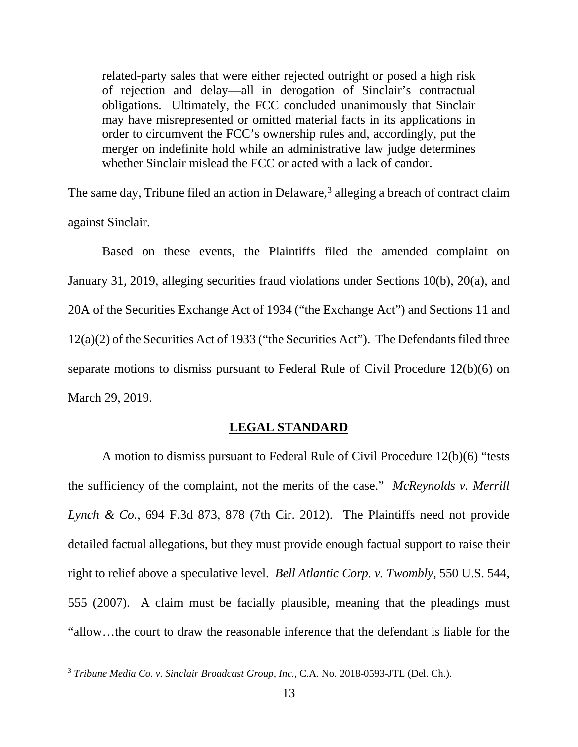> related-party sales that were either rejected outright or posed a high risk of rejection and delay—all in derogation of Sinclair's contractual obligations. Ultimately, the FCC concluded unanimously that Sinclair may have misrepresented or omitted material facts in its applications in order to circumvent the FCC's ownership rules and, accordingly, put the merger on indefinite hold while an administrative law judge determines whether Sinclair mislead the FCC or acted with a lack of candor.

The same day, Tribune filed an action in Delaware,[3] alleging a breach of contract claim against Sinclair.

Based on these events, the Plaintiffs filed the amended complaint on January 31, 2019, alleging securities fraud violations under Sections 10(b), 20(a), and 20A of the Securities Exchange Act of 1934 ("the Exchange Act") and Sections 11 and 12(a)(2) of the Securities Act of 1933 ("the Securities Act"). The Defendants filed three separate motions to dismiss pursuant to Federal Rule of Civil Procedure 12(b)(6) on March 29, 2019.

## LEGAL STANDARD

A motion to dismiss pursuant to Federal Rule of Civil Procedure 12(b)(6) "tests the sufficiency of the complaint, not the merits of the case." *McReynolds v. Merrill Lynch & Co.*, 694 F.3d 873, 878 (7th Cir. 2012). The Plaintiffs need not provide detailed factual allegations, but they must provide enough factual support to raise their right to relief above a speculative level. *Bell Atlantic Corp. v. Twombly*, 550 U.S. 544, 555 (2007). A claim must be facially plausible, meaning that the pleadings must "allow…the court to draw the reasonable inference that the defendant is liable for the

[3] *Tribune Media Co. v. Sinclair Broadcast Group, Inc.*, C.A. No. 2018-0593-JTL (Del. Ch.).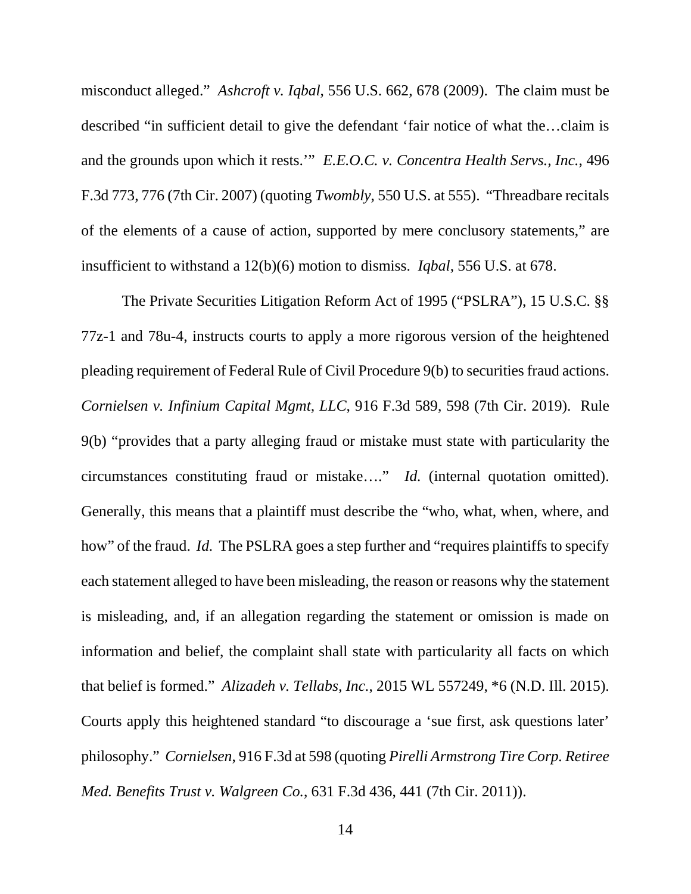misconduct alleged." *Ashcroft v. Iqbal*, 556 U.S. 662, 678 (2009). The claim must be described "in sufficient detail to give the defendant 'fair notice of what the…claim is and the grounds upon which it rests.'" *E.E.O.C. v. Concentra Health Servs., Inc.*, 496 F.3d 773, 776 (7th Cir. 2007) (quoting *Twombly*, 550 U.S. at 555). "Threadbare recitals of the elements of a cause of action, supported by mere conclusory statements," are insufficient to withstand a 12(b)(6) motion to dismiss. *Iqbal*, 556 U.S. at 678.

The Private Securities Litigation Reform Act of 1995 ("PSLRA"), 15 U.S.C. §§ 77z-1 and 78u-4, instructs courts to apply a more rigorous version of the heightened pleading requirement of Federal Rule of Civil Procedure 9(b) to securities fraud actions. *Cornielsen v. Infinium Capital Mgmt, LLC*, 916 F.3d 589, 598 (7th Cir. 2019). Rule 9(b) "provides that a party alleging fraud or mistake must state with particularity the circumstances constituting fraud or mistake…." *Id.* (internal quotation omitted). Generally, this means that a plaintiff must describe the "who, what, when, where, and how" of the fraud. *Id.* The PSLRA goes a step further and "requires plaintiffs to specify each statement alleged to have been misleading, the reason or reasons why the statement is misleading, and, if an allegation regarding the statement or omission is made on information and belief, the complaint shall state with particularity all facts on which that belief is formed." *Alizadeh v. Tellabs, Inc.*, 2015 WL 557249, *6 (N.D. Ill. 2015). Courts apply this heightened standard "to discourage a 'sue first, ask questions later' philosophy." *Cornielsen*, 916 F.3d at 598 (quoting *Pirelli Armstrong Tire Corp. Retiree Med. Benefits Trust v. Walgreen Co.*, 631 F.3d 436, 441 (7th Cir. 2011)).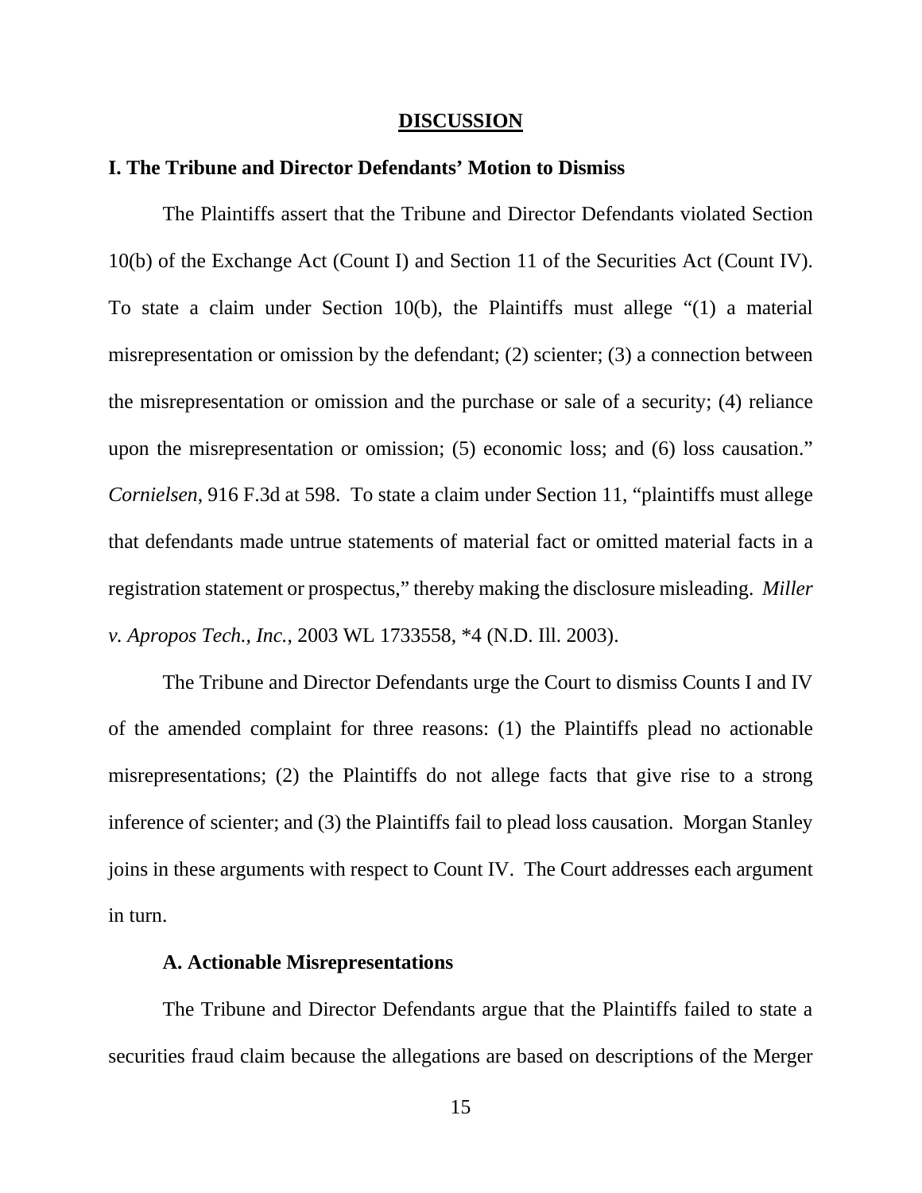## DISCUSSION

### I. The Tribune and Director Defendants' Motion to Dismiss

The Plaintiffs assert that the Tribune and Director Defendants violated Section 10(b) of the Exchange Act (Count I) and Section 11 of the Securities Act (Count IV). To state a claim under Section 10(b), the Plaintiffs must allege "(1) a material misrepresentation or omission by the defendant; (2) scienter; (3) a connection between the misrepresentation or omission and the purchase or sale of a security; (4) reliance upon the misrepresentation or omission; (5) economic loss; and (6) loss causation." *Cornielsen*, 916 F.3d at 598. To state a claim under Section 11, "plaintiffs must allege that defendants made untrue statements of material fact or omitted material facts in a registration statement or prospectus," thereby making the disclosure misleading. *Miller v. Apropos Tech., Inc.*, 2003 WL 1733558, *4 (N.D. Ill. 2003).

The Tribune and Director Defendants urge the Court to dismiss Counts I and IV of the amended complaint for three reasons: (1) the Plaintiffs plead no actionable misrepresentations; (2) the Plaintiffs do not allege facts that give rise to a strong inference of scienter; and (3) the Plaintiffs fail to plead loss causation. Morgan Stanley joins in these arguments with respect to Count IV. The Court addresses each argument in turn.

#### A. Actionable Misrepresentations

The Tribune and Director Defendants argue that the Plaintiffs failed to state a securities fraud claim because the allegations are based on descriptions of the Merger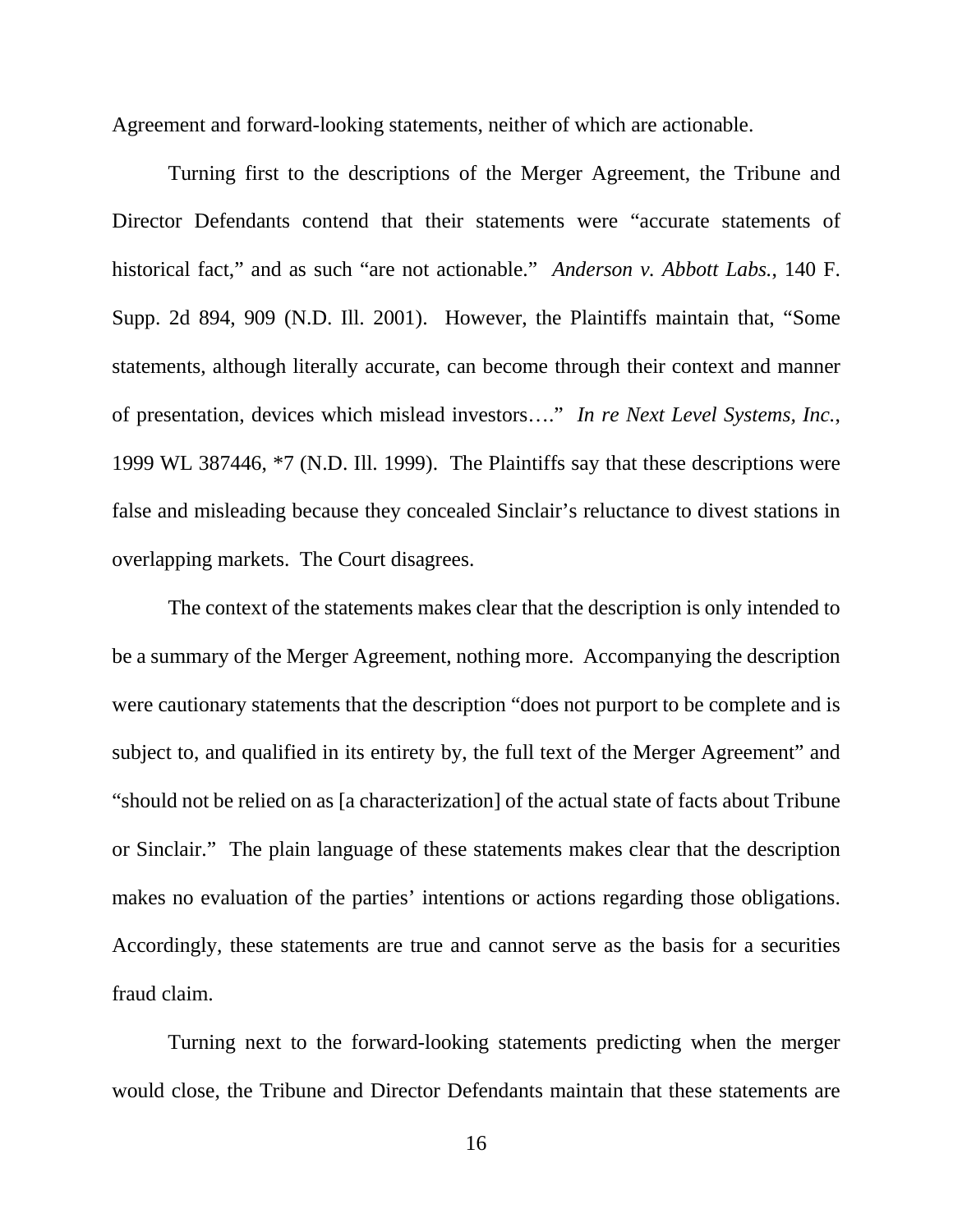Agreement and forward-looking statements, neither of which are actionable.

Turning first to the descriptions of the Merger Agreement, the Tribune and Director Defendants contend that their statements were "accurate statements of historical fact," and as such "are not actionable." *Anderson v. Abbott Labs.*, 140 F. Supp. 2d 894, 909 (N.D. Ill. 2001). However, the Plaintiffs maintain that, "Some statements, although literally accurate, can become through their context and manner of presentation, devices which mislead investors…." *In re Next Level Systems, Inc.*, 1999 WL 387446, *7 (N.D. Ill. 1999). The Plaintiffs say that these descriptions were false and misleading because they concealed Sinclair's reluctance to divest stations in overlapping markets. The Court disagrees.

The context of the statements makes clear that the description is only intended to be a summary of the Merger Agreement, nothing more. Accompanying the description were cautionary statements that the description "does not purport to be complete and is subject to, and qualified in its entirety by, the full text of the Merger Agreement" and "should not be relied on as [a characterization] of the actual state of facts about Tribune or Sinclair." The plain language of these statements makes clear that the description makes no evaluation of the parties' intentions or actions regarding those obligations. Accordingly, these statements are true and cannot serve as the basis for a securities fraud claim.

Turning next to the forward-looking statements predicting when the merger would close, the Tribune and Director Defendants maintain that these statements are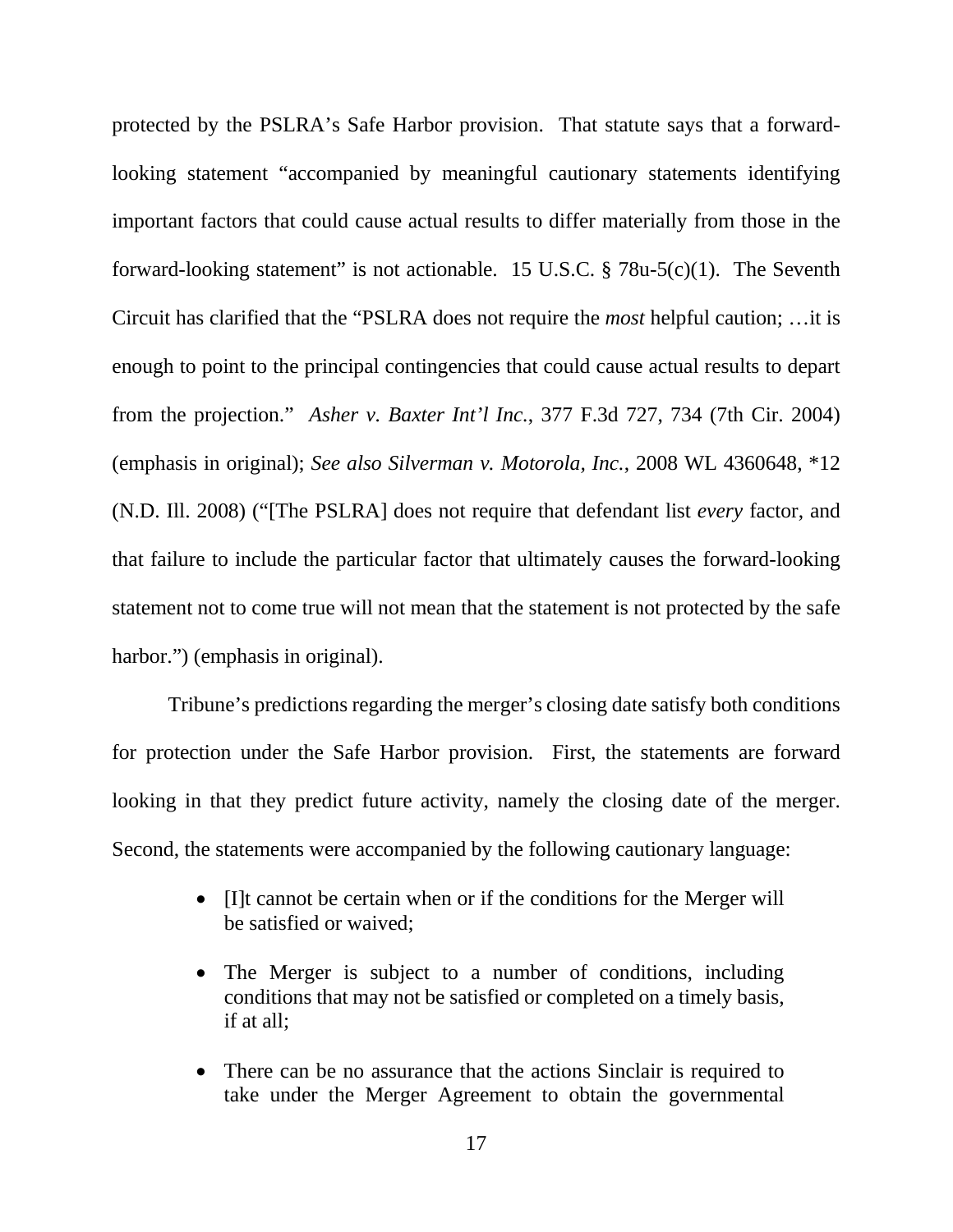protected by the PSLRA's Safe Harbor provision. That statute says that a forward-looking statement "accompanied by meaningful cautionary statements identifying important factors that could cause actual results to differ materially from those in the forward-looking statement" is not actionable. 15 U.S.C. § 78u-5(c)(1). The Seventh Circuit has clarified that the "PSLRA does not require the *most* helpful caution; …it is enough to point to the principal contingencies that could cause actual results to depart from the projection." *Asher v. Baxter Int'l Inc.*, 377 F.3d 727, 734 (7th Cir. 2004) (emphasis in original); *See also Silverman v. Motorola, Inc.*, 2008 WL 4360648, *12 (N.D. Ill. 2008) ("[The PSLRA] does not require that defendant list *every* factor, and that failure to include the particular factor that ultimately causes the forward-looking statement not to come true will not mean that the statement is not protected by the safe harbor.") (emphasis in original).

Tribune's predictions regarding the merger's closing date satisfy both conditions for protection under the Safe Harbor provision. First, the statements are forward looking in that they predict future activity, namely the closing date of the merger. Second, the statements were accompanied by the following cautionary language:

- [I]t cannot be certain when or if the conditions for the Merger will be satisfied or waived;
- The Merger is subject to a number of conditions, including conditions that may not be satisfied or completed on a timely basis, if at all;
- There can be no assurance that the actions Sinclair is required to take under the Merger Agreement to obtain the governmental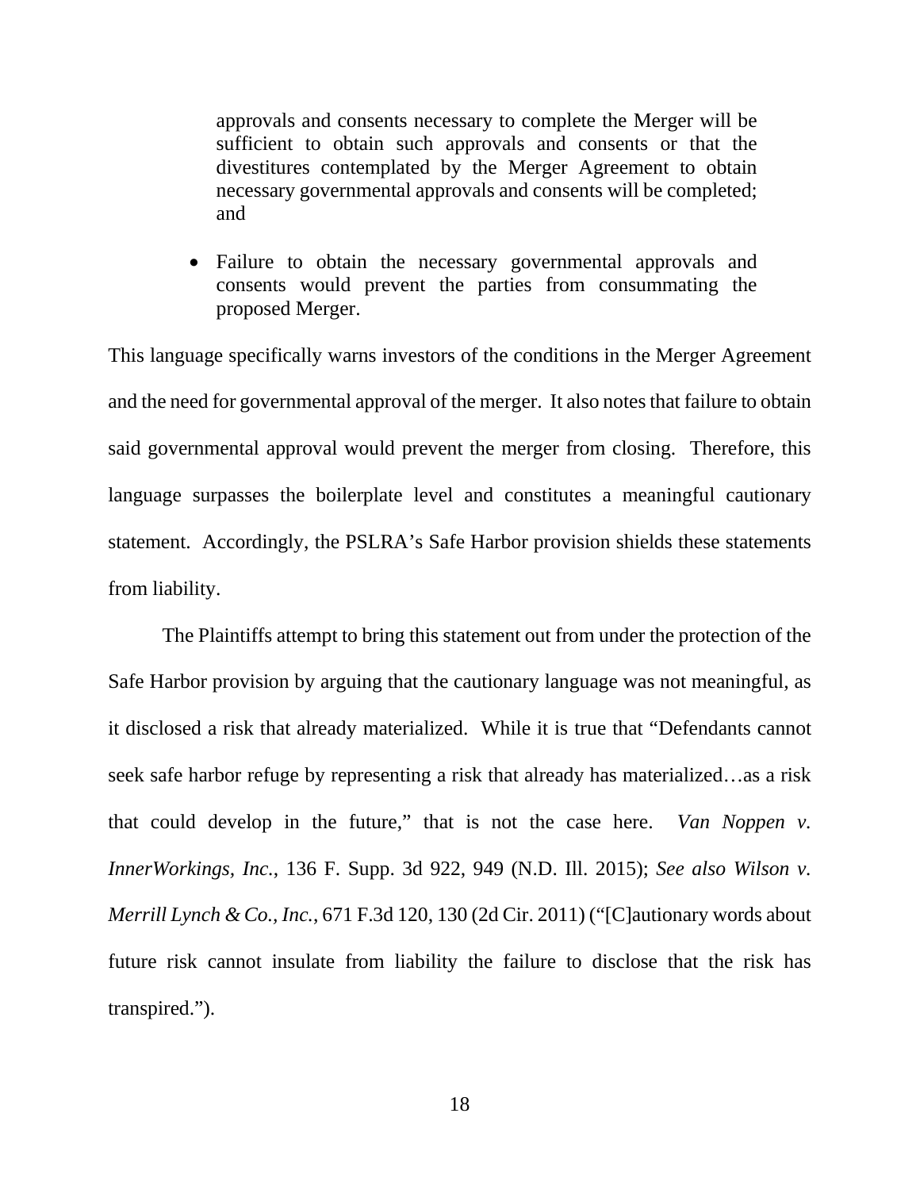approvals and consents necessary to complete the Merger will be sufficient to obtain such approvals and consents or that the divestitures contemplated by the Merger Agreement to obtain necessary governmental approvals and consents will be completed; and

- Failure to obtain the necessary governmental approvals and consents would prevent the parties from consummating the proposed Merger.

This language specifically warns investors of the conditions in the Merger Agreement and the need for governmental approval of the merger. It also notes that failure to obtain said governmental approval would prevent the merger from closing. Therefore, this language surpasses the boilerplate level and constitutes a meaningful cautionary statement. Accordingly, the PSLRA's Safe Harbor provision shields these statements from liability.

The Plaintiffs attempt to bring this statement out from under the protection of the Safe Harbor provision by arguing that the cautionary language was not meaningful, as it disclosed a risk that already materialized. While it is true that "Defendants cannot seek safe harbor refuge by representing a risk that already has materialized…as a risk that could develop in the future," that is not the case here. *Van Noppen v. InnerWorkings, Inc.*, 136 F. Supp. 3d 922, 949 (N.D. Ill. 2015); *See also Wilson v. Merrill Lynch & Co., Inc.*, 671 F.3d 120, 130 (2d Cir. 2011) ("[C]autionary words about future risk cannot insulate from liability the failure to disclose that the risk has transpired.").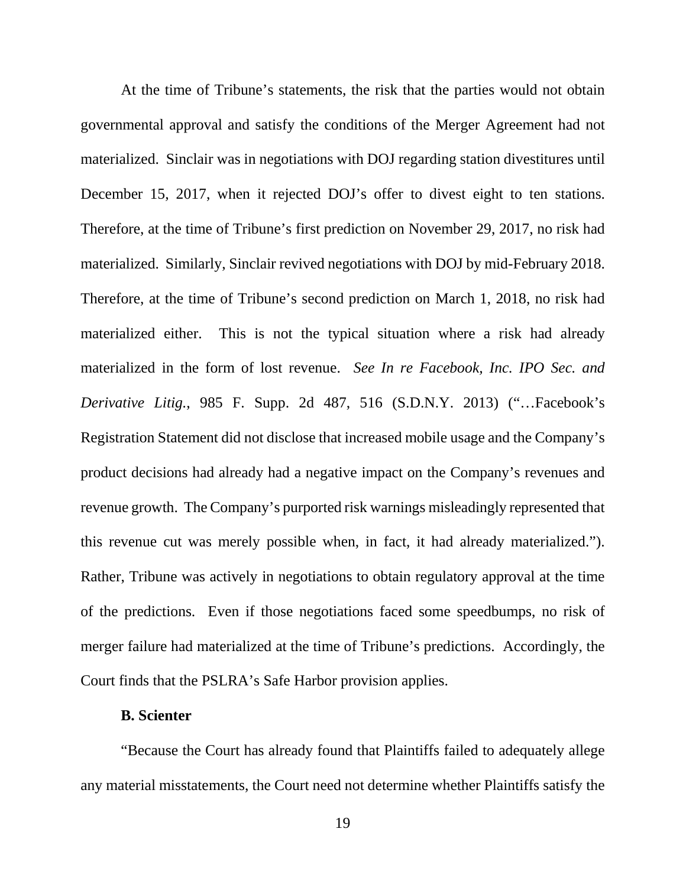At the time of Tribune's statements, the risk that the parties would not obtain governmental approval and satisfy the conditions of the Merger Agreement had not materialized. Sinclair was in negotiations with DOJ regarding station divestitures until December 15, 2017, when it rejected DOJ's offer to divest eight to ten stations. Therefore, at the time of Tribune's first prediction on November 29, 2017, no risk had materialized. Similarly, Sinclair revived negotiations with DOJ by mid-February 2018. Therefore, at the time of Tribune's second prediction on March 1, 2018, no risk had materialized either. This is not the typical situation where a risk had already materialized in the form of lost revenue. *See In re Facebook, Inc. IPO Sec. and Derivative Litig.*, 985 F. Supp. 2d 487, 516 (S.D.N.Y. 2013) ("…Facebook's Registration Statement did not disclose that increased mobile usage and the Company's product decisions had already had a negative impact on the Company's revenues and revenue growth. The Company's purported risk warnings misleadingly represented that this revenue cut was merely possible when, in fact, it had already materialized."). Rather, Tribune was actively in negotiations to obtain regulatory approval at the time of the predictions. Even if those negotiations faced some speedbumps, no risk of merger failure had materialized at the time of Tribune's predictions. Accordingly, the Court finds that the PSLRA's Safe Harbor provision applies.

**B. Scienter**

"Because the Court has already found that Plaintiffs failed to adequately allege any material misstatements, the Court need not determine whether Plaintiffs satisfy the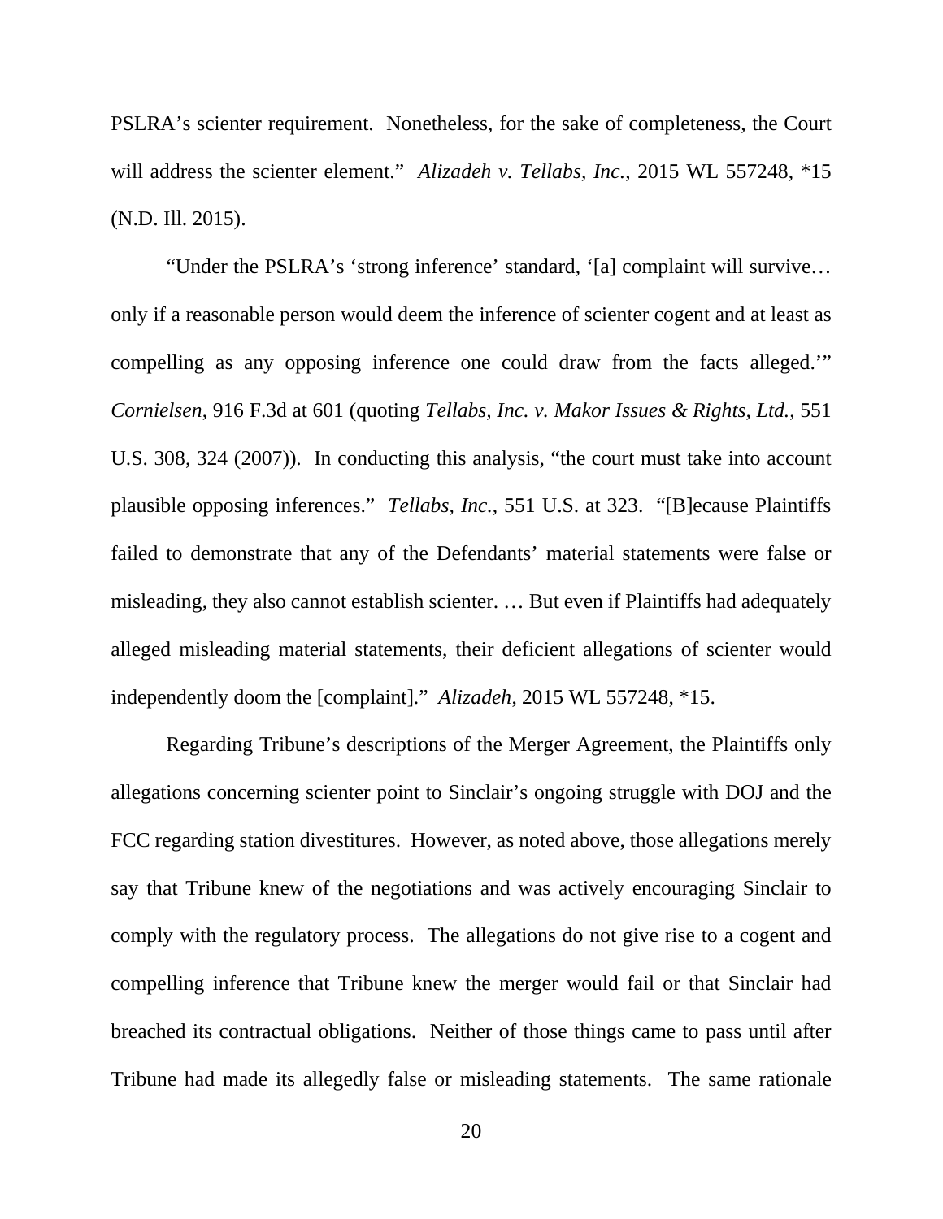PSLRA's scienter requirement. Nonetheless, for the sake of completeness, the Court will address the scienter element." *Alizadeh v. Tellabs, Inc.*, 2015 WL 557248, *15 (N.D. Ill. 2015).

"Under the PSLRA's 'strong inference' standard, '[a] complaint will survive… only if a reasonable person would deem the inference of scienter cogent and at least as compelling as any opposing inference one could draw from the facts alleged.'" *Cornielsen*, 916 F.3d at 601 (quoting *Tellabs, Inc. v. Makor Issues & Rights, Ltd.*, 551 U.S. 308, 324 (2007)). In conducting this analysis, "the court must take into account plausible opposing inferences." *Tellabs, Inc.*, 551 U.S. at 323. "[B]ecause Plaintiffs failed to demonstrate that any of the Defendants' material statements were false or misleading, they also cannot establish scienter. … But even if Plaintiffs had adequately alleged misleading material statements, their deficient allegations of scienter would independently doom the [complaint]." *Alizadeh*, 2015 WL 557248, *15.

Regarding Tribune's descriptions of the Merger Agreement, the Plaintiffs only allegations concerning scienter point to Sinclair's ongoing struggle with DOJ and the FCC regarding station divestitures. However, as noted above, those allegations merely say that Tribune knew of the negotiations and was actively encouraging Sinclair to comply with the regulatory process. The allegations do not give rise to a cogent and compelling inference that Tribune knew the merger would fail or that Sinclair had breached its contractual obligations. Neither of those things came to pass until after Tribune had made its allegedly false or misleading statements. The same rationale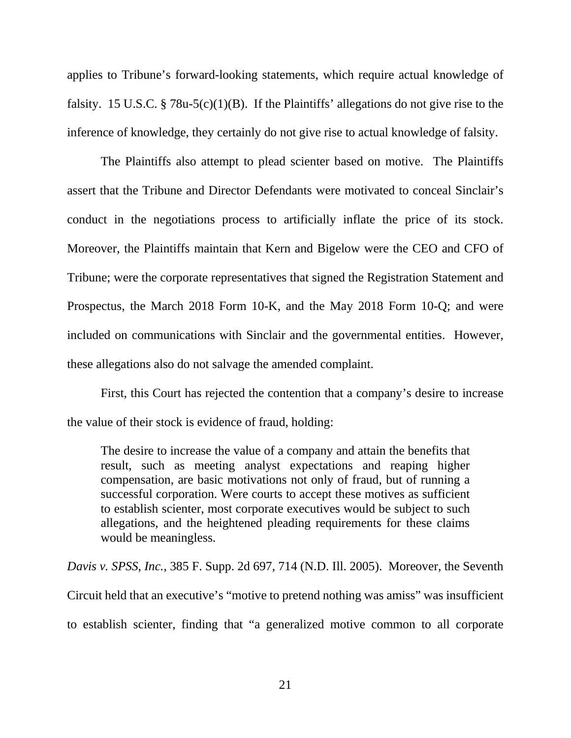applies to Tribune's forward-looking statements, which require actual knowledge of falsity. 15 U.S.C. § 78u-5(c)(1)(B). If the Plaintiffs' allegations do not give rise to the inference of knowledge, they certainly do not give rise to actual knowledge of falsity.

The Plaintiffs also attempt to plead scienter based on motive. The Plaintiffs assert that the Tribune and Director Defendants were motivated to conceal Sinclair's conduct in the negotiations process to artificially inflate the price of its stock. Moreover, the Plaintiffs maintain that Kern and Bigelow were the CEO and CFO of Tribune; were the corporate representatives that signed the Registration Statement and Prospectus, the March 2018 Form 10-K, and the May 2018 Form 10-Q; and were included on communications with Sinclair and the governmental entities. However, these allegations also do not salvage the amended complaint.

First, this Court has rejected the contention that a company's desire to increase the value of their stock is evidence of fraud, holding:

> The desire to increase the value of a company and attain the benefits that result, such as meeting analyst expectations and reaping higher compensation, are basic motivations not only of fraud, but of running a successful corporation. Were courts to accept these motives as sufficient to establish scienter, most corporate executives would be subject to such allegations, and the heightened pleading requirements for these claims would be meaningless.

*Davis v. SPSS, Inc.*, 385 F. Supp. 2d 697, 714 (N.D. Ill. 2005). Moreover, the Seventh Circuit held that an executive's "motive to pretend nothing was amiss" was insufficient to establish scienter, finding that "a generalized motive common to all corporate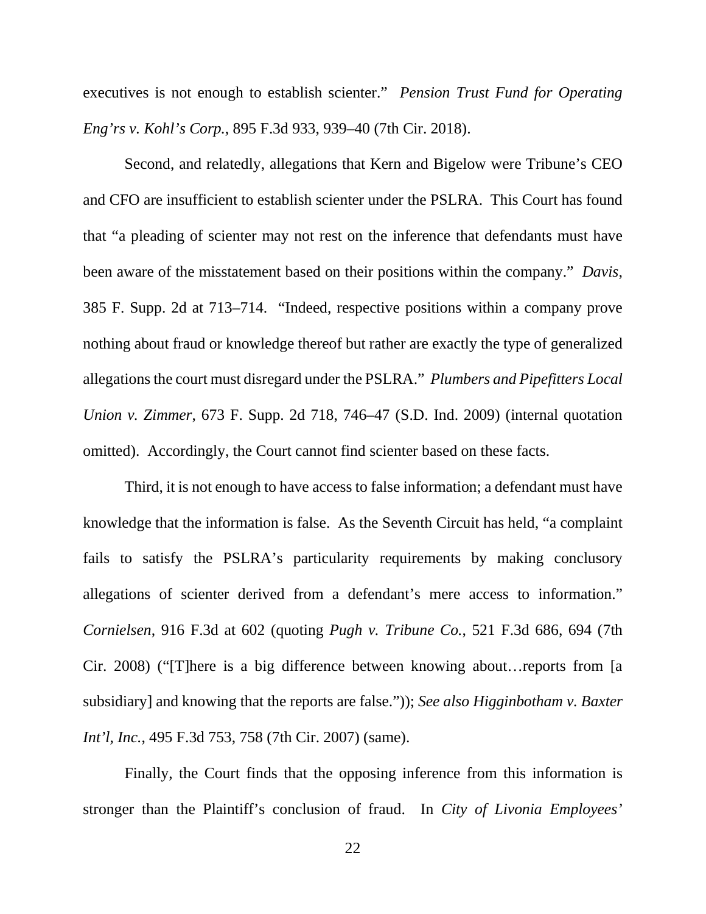executives is not enough to establish scienter." *Pension Trust Fund for Operating Eng'rs v. Kohl's Corp.*, 895 F.3d 933, 939–40 (7th Cir. 2018).

Second, and relatedly, allegations that Kern and Bigelow were Tribune's CEO and CFO are insufficient to establish scienter under the PSLRA. This Court has found that "a pleading of scienter may not rest on the inference that defendants must have been aware of the misstatement based on their positions within the company." *Davis*, 385 F. Supp. 2d at 713–714. "Indeed, respective positions within a company prove nothing about fraud or knowledge thereof but rather are exactly the type of generalized allegations the court must disregard under the PSLRA." *Plumbers and Pipefitters Local Union v. Zimmer*, 673 F. Supp. 2d 718, 746–47 (S.D. Ind. 2009) (internal quotation omitted). Accordingly, the Court cannot find scienter based on these facts.

Third, it is not enough to have access to false information; a defendant must have knowledge that the information is false. As the Seventh Circuit has held, "a complaint fails to satisfy the PSLRA's particularity requirements by making conclusory allegations of scienter derived from a defendant's mere access to information." *Cornielsen*, 916 F.3d at 602 (quoting *Pugh v. Tribune Co.*, 521 F.3d 686, 694 (7th Cir. 2008) ("[T]here is a big difference between knowing about…reports from [a subsidiary] and knowing that the reports are false.")); *See also Higginbotham v. Baxter Int'l, Inc.*, 495 F.3d 753, 758 (7th Cir. 2007) (same).

Finally, the Court finds that the opposing inference from this information is stronger than the Plaintiff's conclusion of fraud. In *City of Livonia Employees'*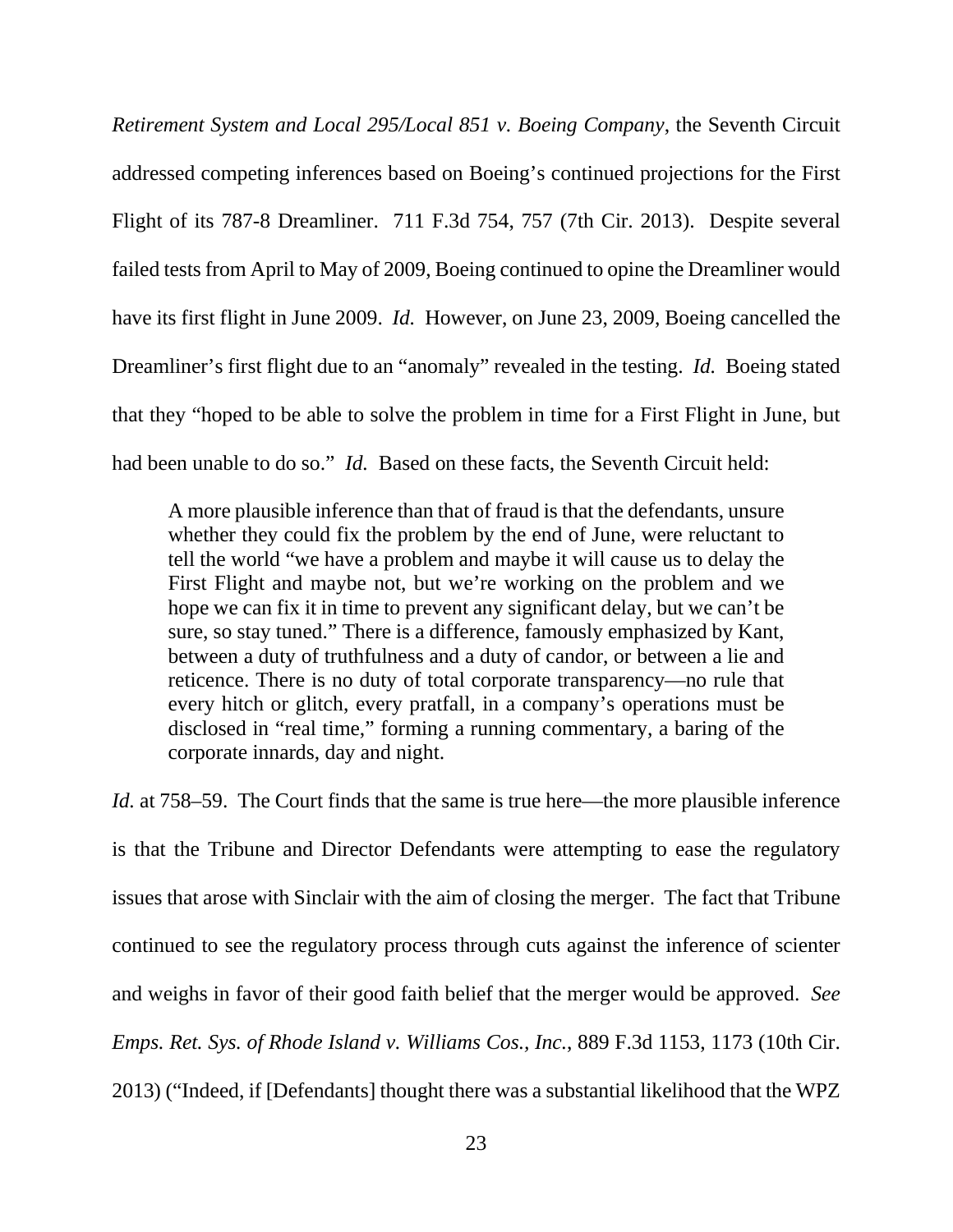*Retirement System and Local 295/Local 851 v. Boeing Company*, the Seventh Circuit addressed competing inferences based on Boeing's continued projections for the First Flight of its 787-8 Dreamliner. 711 F.3d 754, 757 (7th Cir. 2013). Despite several failed tests from April to May of 2009, Boeing continued to opine the Dreamliner would have its first flight in June 2009. *Id.* However, on June 23, 2009, Boeing cancelled the Dreamliner's first flight due to an "anomaly" revealed in the testing. *Id.* Boeing stated that they "hoped to be able to solve the problem in time for a First Flight in June, but had been unable to do so." *Id.* Based on these facts, the Seventh Circuit held:

> A more plausible inference than that of fraud is that the defendants, unsure whether they could fix the problem by the end of June, were reluctant to tell the world "we have a problem and maybe it will cause us to delay the First Flight and maybe not, but we're working on the problem and we hope we can fix it in time to prevent any significant delay, but we can't be sure, so stay tuned." There is a difference, famously emphasized by Kant, between a duty of truthfulness and a duty of candor, or between a lie and reticence. There is no duty of total corporate transparency—no rule that every hitch or glitch, every pratfall, in a company's operations must be disclosed in "real time," forming a running commentary, a baring of the corporate innards, day and night.

*Id.* at 758–59. The Court finds that the same is true here—the more plausible inference is that the Tribune and Director Defendants were attempting to ease the regulatory issues that arose with Sinclair with the aim of closing the merger. The fact that Tribune continued to see the regulatory process through cuts against the inference of scienter and weighs in favor of their good faith belief that the merger would be approved. *See Emps. Ret. Sys. of Rhode Island v. Williams Cos., Inc.*, 889 F.3d 1153, 1173 (10th Cir. 2013) ("Indeed, if [Defendants] thought there was a substantial likelihood that the WPZ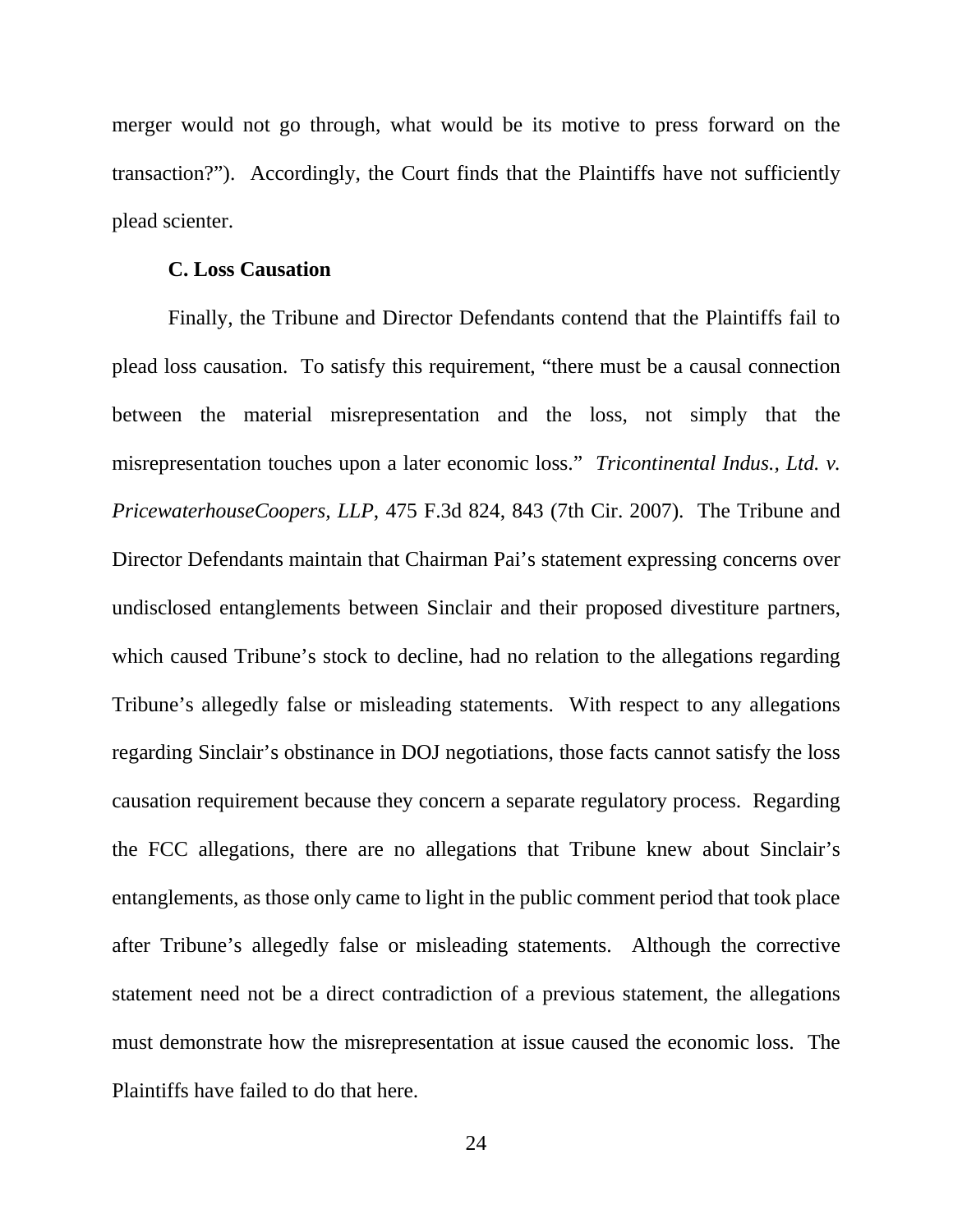merger would not go through, what would be its motive to press forward on the transaction?"). Accordingly, the Court finds that the Plaintiffs have not sufficiently plead scienter.

### C. Loss Causation

Finally, the Tribune and Director Defendants contend that the Plaintiffs fail to plead loss causation. To satisfy this requirement, "there must be a causal connection between the material misrepresentation and the loss, not simply that the misrepresentation touches upon a later economic loss." *Tricontinental Indus., Ltd. v. PricewaterhouseCoopers, LLP*, 475 F.3d 824, 843 (7th Cir. 2007). The Tribune and Director Defendants maintain that Chairman Pai's statement expressing concerns over undisclosed entanglements between Sinclair and their proposed divestiture partners, which caused Tribune's stock to decline, had no relation to the allegations regarding Tribune's allegedly false or misleading statements. With respect to any allegations regarding Sinclair's obstinance in DOJ negotiations, those facts cannot satisfy the loss causation requirement because they concern a separate regulatory process. Regarding the FCC allegations, there are no allegations that Tribune knew about Sinclair's entanglements, as those only came to light in the public comment period that took place after Tribune's allegedly false or misleading statements. Although the corrective statement need not be a direct contradiction of a previous statement, the allegations must demonstrate how the misrepresentation at issue caused the economic loss. The Plaintiffs have failed to do that here.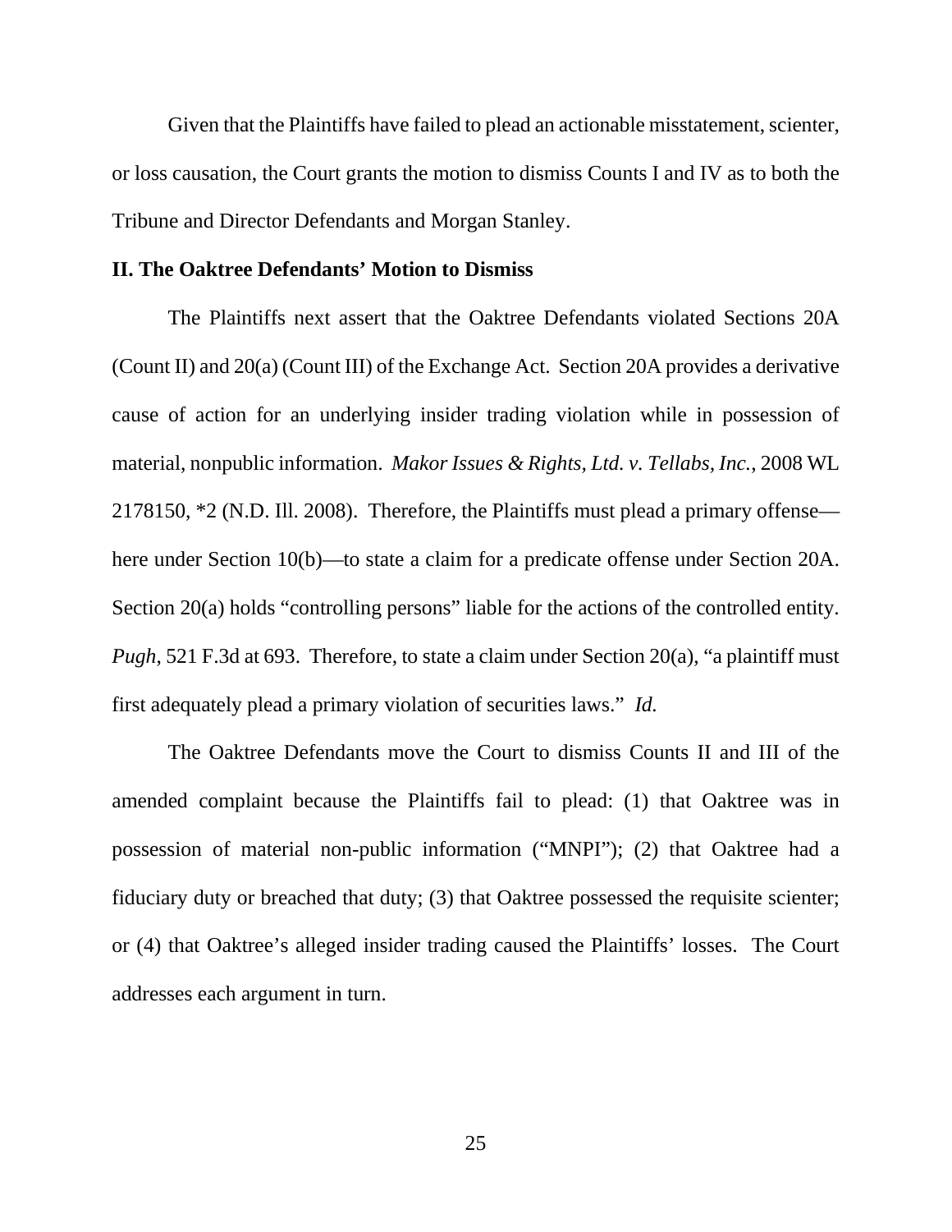Given that the Plaintiffs have failed to plead an actionable misstatement, scienter, or loss causation, the Court grants the motion to dismiss Counts I and IV as to both the Tribune and Director Defendants and Morgan Stanley.

**II. The Oaktree Defendants' Motion to Dismiss**

The Plaintiffs next assert that the Oaktree Defendants violated Sections 20A (Count II) and 20(a) (Count III) of the Exchange Act. Section 20A provides a derivative cause of action for an underlying insider trading violation while in possession of material, nonpublic information. *Makor Issues & Rights, Ltd. v. Tellabs, Inc.*, 2008 WL 2178150, *2 (N.D. Ill. 2008). Therefore, the Plaintiffs must plead a primary offense—here under Section 10(b)—to state a claim for a predicate offense under Section 20A. Section 20(a) holds "controlling persons" liable for the actions of the controlled entity. *Pugh*, 521 F.3d at 693. Therefore, to state a claim under Section 20(a), "a plaintiff must first adequately plead a primary violation of securities laws." *Id.*

The Oaktree Defendants move the Court to dismiss Counts II and III of the amended complaint because the Plaintiffs fail to plead: (1) that Oaktree was in possession of material non-public information ("MNPI"); (2) that Oaktree had a fiduciary duty or breached that duty; (3) that Oaktree possessed the requisite scienter; or (4) that Oaktree's alleged insider trading caused the Plaintiffs' losses. The Court addresses each argument in turn.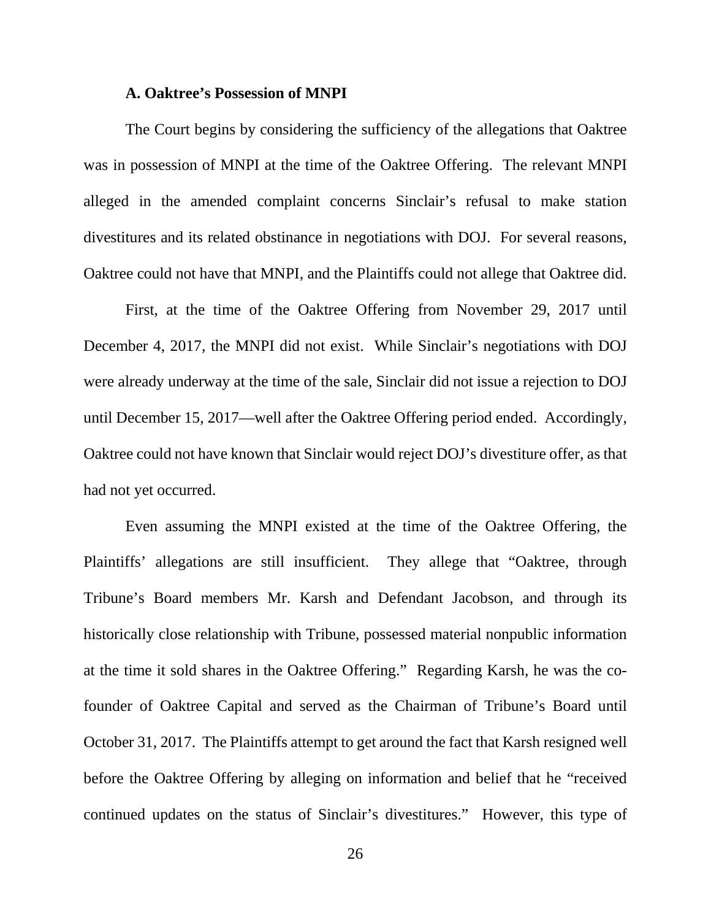### A. Oaktree's Possession of MNPI

The Court begins by considering the sufficiency of the allegations that Oaktree was in possession of MNPI at the time of the Oaktree Offering. The relevant MNPI alleged in the amended complaint concerns Sinclair's refusal to make station divestitures and its related obstinance in negotiations with DOJ. For several reasons, Oaktree could not have that MNPI, and the Plaintiffs could not allege that Oaktree did.

First, at the time of the Oaktree Offering from November 29, 2017 until December 4, 2017, the MNPI did not exist. While Sinclair's negotiations with DOJ were already underway at the time of the sale, Sinclair did not issue a rejection to DOJ until December 15, 2017—well after the Oaktree Offering period ended. Accordingly, Oaktree could not have known that Sinclair would reject DOJ's divestiture offer, as that had not yet occurred.

Even assuming the MNPI existed at the time of the Oaktree Offering, the Plaintiffs' allegations are still insufficient. They allege that "Oaktree, through Tribune's Board members Mr. Karsh and Defendant Jacobson, and through its historically close relationship with Tribune, possessed material nonpublic information at the time it sold shares in the Oaktree Offering." Regarding Karsh, he was the co-founder of Oaktree Capital and served as the Chairman of Tribune's Board until October 31, 2017. The Plaintiffs attempt to get around the fact that Karsh resigned well before the Oaktree Offering by alleging on information and belief that he "received continued updates on the status of Sinclair's divestitures." However, this type of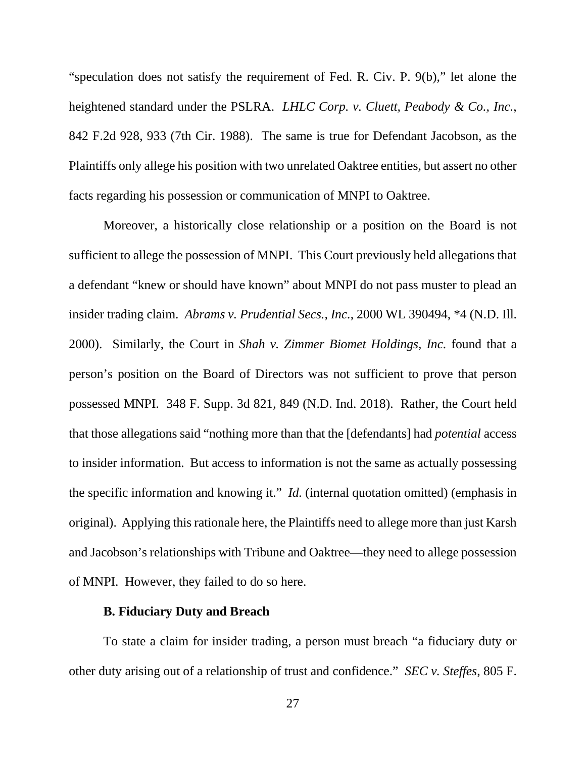"speculation does not satisfy the requirement of Fed. R. Civ. P. 9(b)," let alone the heightened standard under the PSLRA. *LHLC Corp. v. Cluett, Peabody & Co., Inc.*, 842 F.2d 928, 933 (7th Cir. 1988). The same is true for Defendant Jacobson, as the Plaintiffs only allege his position with two unrelated Oaktree entities, but assert no other facts regarding his possession or communication of MNPI to Oaktree.

Moreover, a historically close relationship or a position on the Board is not sufficient to allege the possession of MNPI. This Court previously held allegations that a defendant "knew or should have known" about MNPI do not pass muster to plead an insider trading claim. *Abrams v. Prudential Secs., Inc.*, 2000 WL 390494, *4 (N.D. Ill. 2000). Similarly, the Court in *Shah v. Zimmer Biomet Holdings, Inc.* found that a person's position on the Board of Directors was not sufficient to prove that person possessed MNPI. 348 F. Supp. 3d 821, 849 (N.D. Ind. 2018). Rather, the Court held that those allegations said "nothing more than that the [defendants] had *potential* access to insider information. But access to information is not the same as actually possessing the specific information and knowing it." *Id.* (internal quotation omitted) (emphasis in original). Applying this rationale here, the Plaintiffs need to allege more than just Karsh and Jacobson's relationships with Tribune and Oaktree—they need to allege possession of MNPI. However, they failed to do so here.

**B. Fiduciary Duty and Breach**

To state a claim for insider trading, a person must breach "a fiduciary duty or other duty arising out of a relationship of trust and confidence." *SEC v. Steffes*, 805 F.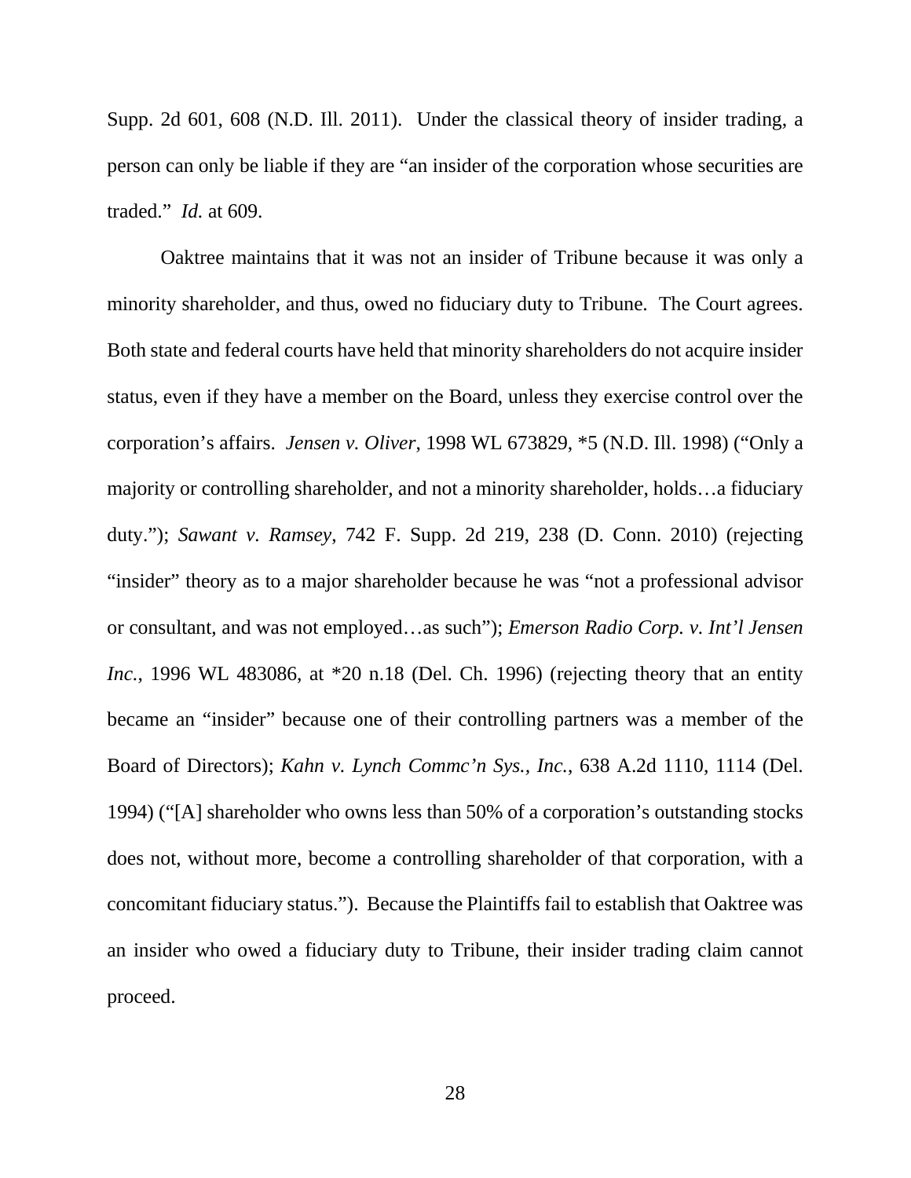Supp. 2d 601, 608 (N.D. Ill. 2011). Under the classical theory of insider trading, a person can only be liable if they are "an insider of the corporation whose securities are traded." *Id.* at 609.

Oaktree maintains that it was not an insider of Tribune because it was only a minority shareholder, and thus, owed no fiduciary duty to Tribune. The Court agrees. Both state and federal courts have held that minority shareholders do not acquire insider status, even if they have a member on the Board, unless they exercise control over the corporation's affairs. *Jensen v. Oliver*, 1998 WL 673829, *5 (N.D. Ill. 1998) ("Only a majority or controlling shareholder, and not a minority shareholder, holds…a fiduciary duty."); *Sawant v. Ramsey*, 742 F. Supp. 2d 219, 238 (D. Conn. 2010) (rejecting "insider" theory as to a major shareholder because he was "not a professional advisor or consultant, and was not employed…as such"); *Emerson Radio Corp. v. Int'l Jensen Inc.*, 1996 WL 483086, at *20 n.18 (Del. Ch. 1996) (rejecting theory that an entity became an "insider" because one of their controlling partners was a member of the Board of Directors); *Kahn v. Lynch Commc'n Sys., Inc.*, 638 A.2d 1110, 1114 (Del. 1994) ("[A] shareholder who owns less than 50% of a corporation's outstanding stocks does not, without more, become a controlling shareholder of that corporation, with a concomitant fiduciary status."). Because the Plaintiffs fail to establish that Oaktree was an insider who owed a fiduciary duty to Tribune, their insider trading claim cannot proceed.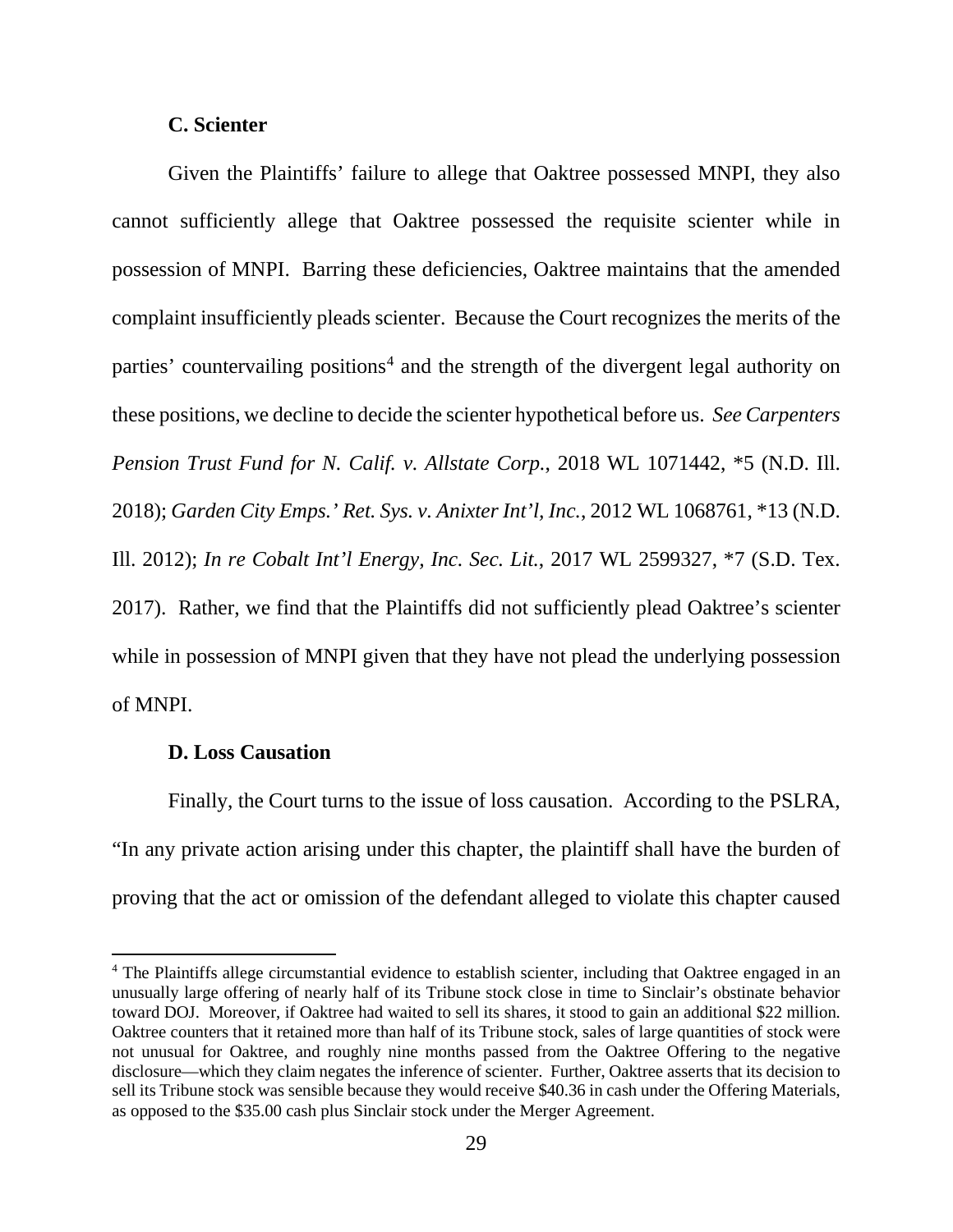### C. Scienter

Given the Plaintiffs' failure to allege that Oaktree possessed MNPI, they also cannot sufficiently allege that Oaktree possessed the requisite scienter while in possession of MNPI. Barring these deficiencies, Oaktree maintains that the amended complaint insufficiently pleads scienter. Because the Court recognizes the merits of the parties' countervailing positions[4] and the strength of the divergent legal authority on these positions, we decline to decide the scienter hypothetical before us. *See Carpenters Pension Trust Fund for N. Calif. v. Allstate Corp.*, 2018 WL 1071442, *5 (N.D. Ill. 2018); *Garden City Emps.' Ret. Sys. v. Anixter Int'l, Inc.*, 2012 WL 1068761, *13 (N.D. Ill. 2012); *In re Cobalt Int'l Energy, Inc. Sec. Lit.*, 2017 WL 2599327, *7 (S.D. Tex. 2017). Rather, we find that the Plaintiffs did not sufficiently plead Oaktree's scienter while in possession of MNPI given that they have not plead the underlying possession of MNPI.

### D. Loss Causation

Finally, the Court turns to the issue of loss causation. According to the PSLRA, "In any private action arising under this chapter, the plaintiff shall have the burden of proving that the act or omission of the defendant alleged to violate this chapter caused

[4] The Plaintiffs allege circumstantial evidence to establish scienter, including that Oaktree engaged in an unusually large offering of nearly half of its Tribune stock close in time to Sinclair's obstinate behavior toward DOJ. Moreover, if Oaktree had waited to sell its shares, it stood to gain an additional $22 million. Oaktree counters that it retained more than half of its Tribune stock, sales of large quantities of stock were not unusual for Oaktree, and roughly nine months passed from the Oaktree Offering to the negative disclosure—which they claim negates the inference of scienter. Further, Oaktree asserts that its decision to sell its Tribune stock was sensible because they would receive $40.36 in cash under the Offering Materials, as opposed to the $35.00 cash plus Sinclair stock under the Merger Agreement.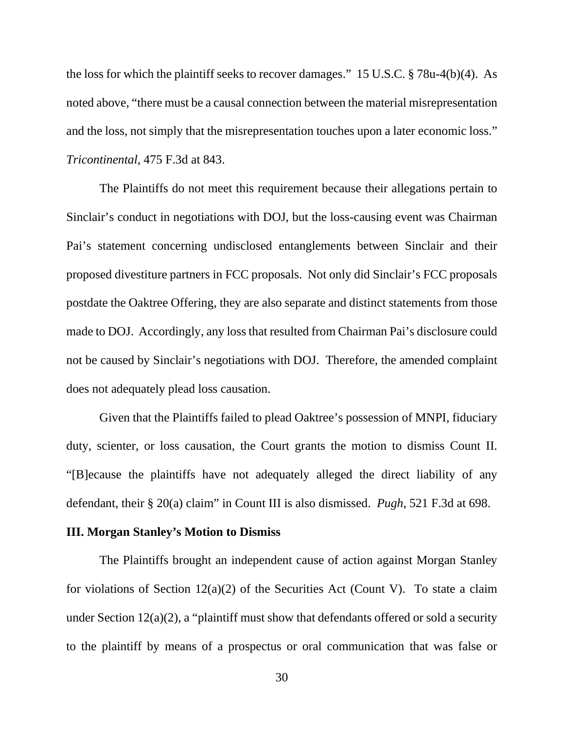the loss for which the plaintiff seeks to recover damages." 15 U.S.C. § 78u-4(b)(4). As noted above, "there must be a causal connection between the material misrepresentation and the loss, not simply that the misrepresentation touches upon a later economic loss." *Tricontinental*, 475 F.3d at 843.

The Plaintiffs do not meet this requirement because their allegations pertain to Sinclair's conduct in negotiations with DOJ, but the loss-causing event was Chairman Pai's statement concerning undisclosed entanglements between Sinclair and their proposed divestiture partners in FCC proposals. Not only did Sinclair's FCC proposals postdate the Oaktree Offering, they are also separate and distinct statements from those made to DOJ. Accordingly, any loss that resulted from Chairman Pai's disclosure could not be caused by Sinclair's negotiations with DOJ. Therefore, the amended complaint does not adequately plead loss causation.

Given that the Plaintiffs failed to plead Oaktree's possession of MNPI, fiduciary duty, scienter, or loss causation, the Court grants the motion to dismiss Count II. "[B]ecause the plaintiffs have not adequately alleged the direct liability of any defendant, their § 20(a) claim" in Count III is also dismissed. *Pugh*, 521 F.3d at 698.

## III. Morgan Stanley's Motion to Dismiss

The Plaintiffs brought an independent cause of action against Morgan Stanley for violations of Section 12(a)(2) of the Securities Act (Count V). To state a claim under Section 12(a)(2), a "plaintiff must show that defendants offered or sold a security to the plaintiff by means of a prospectus or oral communication that was false or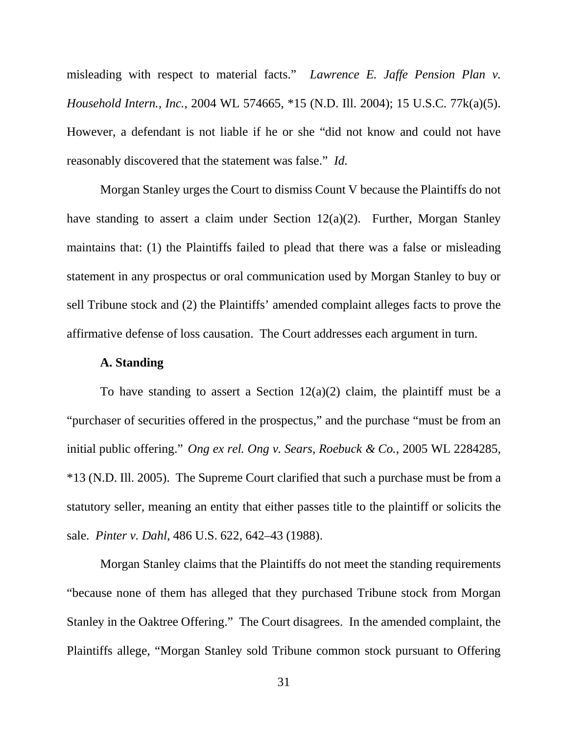misleading with respect to material facts." *Lawrence E. Jaffe Pension Plan v. Household Intern., Inc.*, 2004 WL 574665, *15 (N.D. Ill. 2004); 15 U.S.C. 77k(a)(5). However, a defendant is not liable if he or she "did not know and could not have reasonably discovered that the statement was false." *Id.*

Morgan Stanley urges the Court to dismiss Count V because the Plaintiffs do not have standing to assert a claim under Section 12(a)(2). Further, Morgan Stanley maintains that: (1) the Plaintiffs failed to plead that there was a false or misleading statement in any prospectus or oral communication used by Morgan Stanley to buy or sell Tribune stock and (2) the Plaintiffs' amended complaint alleges facts to prove the affirmative defense of loss causation. The Court addresses each argument in turn.

**A. Standing**

To have standing to assert a Section 12(a)(2) claim, the plaintiff must be a "purchaser of securities offered in the prospectus," and the purchase "must be from an initial public offering." *Ong ex rel. Ong v. Sears, Roebuck & Co.*, 2005 WL 2284285, *13 (N.D. Ill. 2005). The Supreme Court clarified that such a purchase must be from a statutory seller, meaning an entity that either passes title to the plaintiff or solicits the sale. *Pinter v. Dahl*, 486 U.S. 622, 642–43 (1988).

Morgan Stanley claims that the Plaintiffs do not meet the standing requirements "because none of them has alleged that they purchased Tribune stock from Morgan Stanley in the Oaktree Offering." The Court disagrees. In the amended complaint, the Plaintiffs allege, "Morgan Stanley sold Tribune common stock pursuant to Offering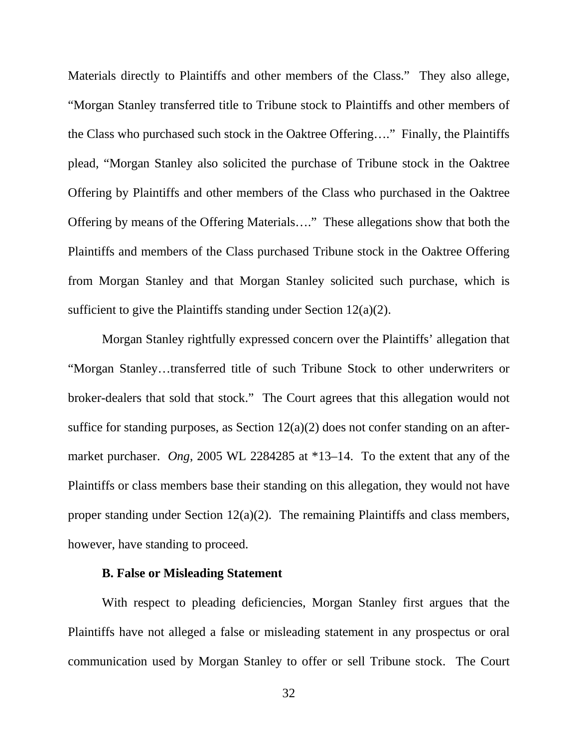Materials directly to Plaintiffs and other members of the Class." They also allege, "Morgan Stanley transferred title to Tribune stock to Plaintiffs and other members of the Class who purchased such stock in the Oaktree Offering…." Finally, the Plaintiffs plead, "Morgan Stanley also solicited the purchase of Tribune stock in the Oaktree Offering by Plaintiffs and other members of the Class who purchased in the Oaktree Offering by means of the Offering Materials…." These allegations show that both the Plaintiffs and members of the Class purchased Tribune stock in the Oaktree Offering from Morgan Stanley and that Morgan Stanley solicited such purchase, which is sufficient to give the Plaintiffs standing under Section 12(a)(2).

Morgan Stanley rightfully expressed concern over the Plaintiffs' allegation that "Morgan Stanley…transferred title of such Tribune Stock to other underwriters or broker-dealers that sold that stock." The Court agrees that this allegation would not suffice for standing purposes, as Section 12(a)(2) does not confer standing on an after-market purchaser. *Ong*, 2005 WL 2284285 at *13–14. To the extent that any of the Plaintiffs or class members base their standing on this allegation, they would not have proper standing under Section 12(a)(2). The remaining Plaintiffs and class members, however, have standing to proceed.

**B. False or Misleading Statement**

With respect to pleading deficiencies, Morgan Stanley first argues that the Plaintiffs have not alleged a false or misleading statement in any prospectus or oral communication used by Morgan Stanley to offer or sell Tribune stock. The Court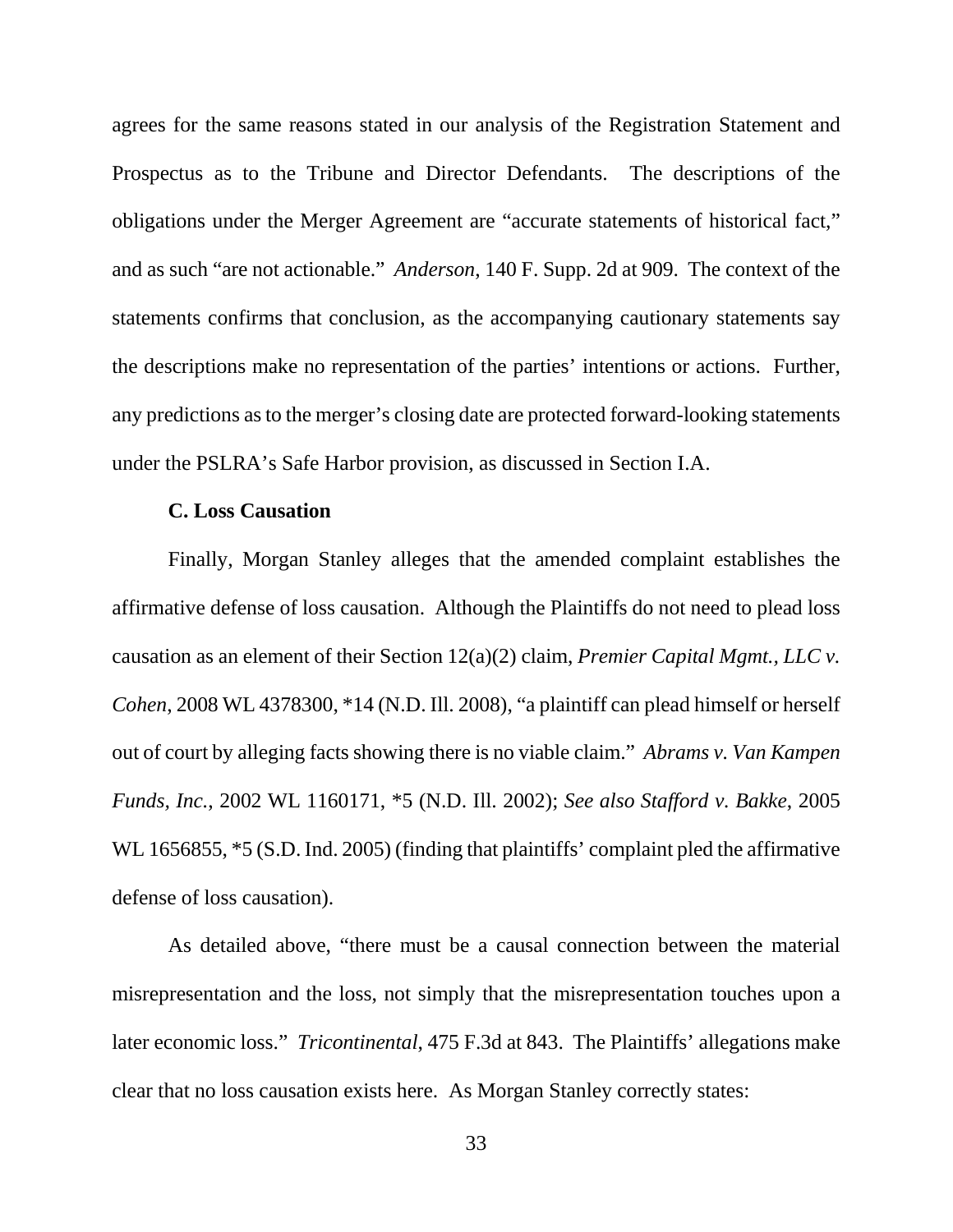agrees for the same reasons stated in our analysis of the Registration Statement and Prospectus as to the Tribune and Director Defendants. The descriptions of the obligations under the Merger Agreement are "accurate statements of historical fact," and as such "are not actionable." *Anderson,* 140 F. Supp. 2d at 909. The context of the statements confirms that conclusion, as the accompanying cautionary statements say the descriptions make no representation of the parties' intentions or actions. Further, any predictions as to the merger's closing date are protected forward-looking statements under the PSLRA's Safe Harbor provision, as discussed in Section I.A.

**C. Loss Causation**

Finally, Morgan Stanley alleges that the amended complaint establishes the affirmative defense of loss causation. Although the Plaintiffs do not need to plead loss causation as an element of their Section 12(a)(2) claim, *Premier Capital Mgmt., LLC v. Cohen*, 2008 WL 4378300, *14 (N.D. Ill. 2008), "a plaintiff can plead himself or herself out of court by alleging facts showing there is no viable claim." *Abrams v. Van Kampen Funds, Inc.*, 2002 WL 1160171, *5 (N.D. Ill. 2002); *See also Stafford v. Bakke*, 2005 WL 1656855, *5 (S.D. Ind. 2005) (finding that plaintiffs' complaint pled the affirmative defense of loss causation).

As detailed above, "there must be a causal connection between the material misrepresentation and the loss, not simply that the misrepresentation touches upon a later economic loss." *Tricontinental*, 475 F.3d at 843. The Plaintiffs' allegations make clear that no loss causation exists here. As Morgan Stanley correctly states: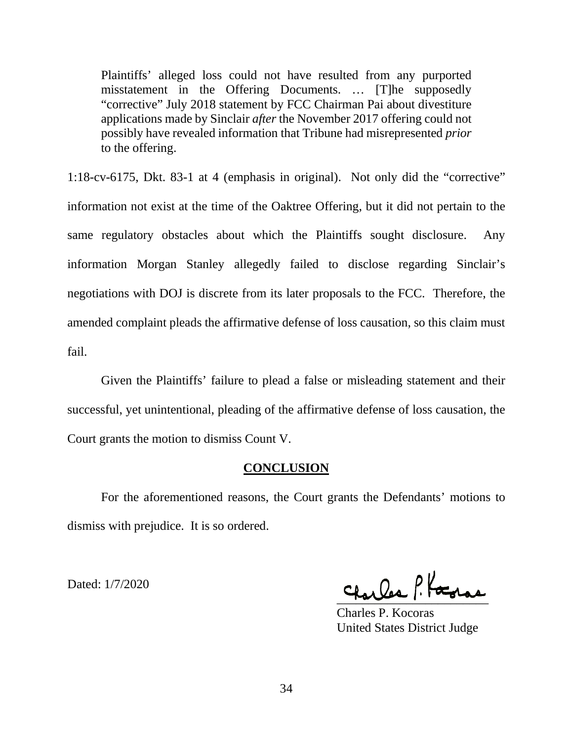> Plaintiffs' alleged loss could not have resulted from any purported misstatement in the Offering Documents. … [T]he supposedly "corrective" July 2018 statement by FCC Chairman Pai about divestiture applications made by Sinclair *after* the November 2017 offering could not possibly have revealed information that Tribune had misrepresented *prior* to the offering.

1:18-cv-6175, Dkt. 83-1 at 4 (emphasis in original). Not only did the "corrective" information not exist at the time of the Oaktree Offering, but it did not pertain to the same regulatory obstacles about which the Plaintiffs sought disclosure. Any information Morgan Stanley allegedly failed to disclose regarding Sinclair's negotiations with DOJ is discrete from its later proposals to the FCC. Therefore, the amended complaint pleads the affirmative defense of loss causation, so this claim must fail.

Given the Plaintiffs' failure to plead a false or misleading statement and their successful, yet unintentional, pleading of the affirmative defense of loss causation, the Court grants the motion to dismiss Count V.

## CONCLUSION

For the aforementioned reasons, the Court grants the Defendants' motions to dismiss with prejudice. It is so ordered.

Dated: 1/7/2020

Charles P. Kocoras
United States District Judge